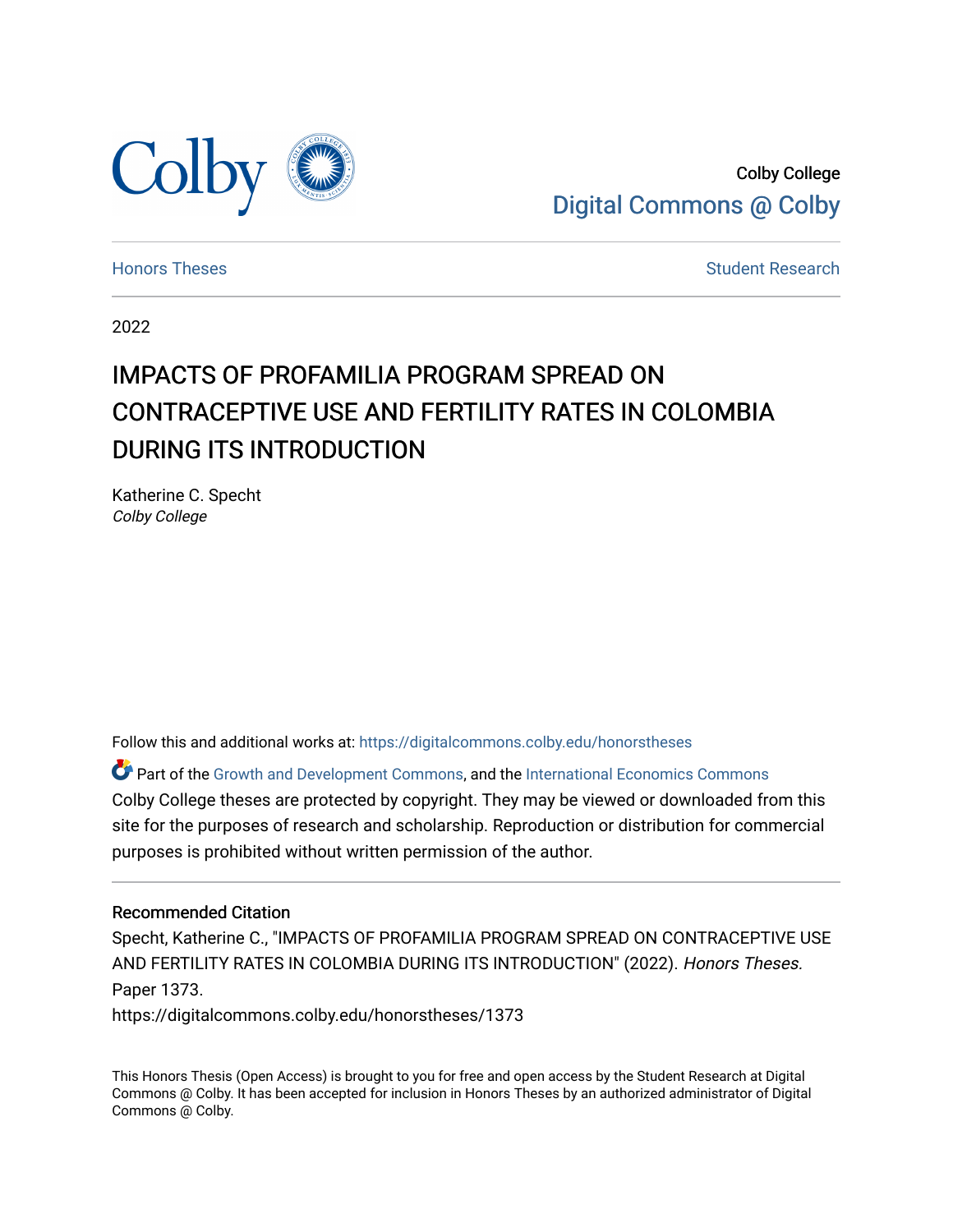Colby College
Digital Commons @ Colby

Honors Theses

Student Research

2022

# IMPACTS OF PROFAMILIA PROGRAM SPREAD ON CONTRACEPTIVE USE AND FERTILITY RATES IN COLOMBIA DURING ITS INTRODUCTION

Katherine C. Specht
*Colby College*

Follow this and additional works at: https://digitalcommons.colby.edu/honorstheses

Part of the Growth and Development Commons, and the International Economics Commons
Colby College theses are protected by copyright. They may be viewed or downloaded from this site for the purposes of research and scholarship. Reproduction or distribution for commercial purposes is prohibited without written permission of the author.

### Recommended Citation

Specht, Katherine C., "IMPACTS OF PROFAMILIA PROGRAM SPREAD ON CONTRACEPTIVE USE AND FERTILITY RATES IN COLOMBIA DURING ITS INTRODUCTION" (2022). *Honors Theses.* Paper 1373.
https://digitalcommons.colby.edu/honorstheses/1373

This Honors Thesis (Open Access) is brought to you for free and open access by the Student Research at Digital Commons @ Colby. It has been accepted for inclusion in Honors Theses by an authorized administrator of Digital Commons @ Colby.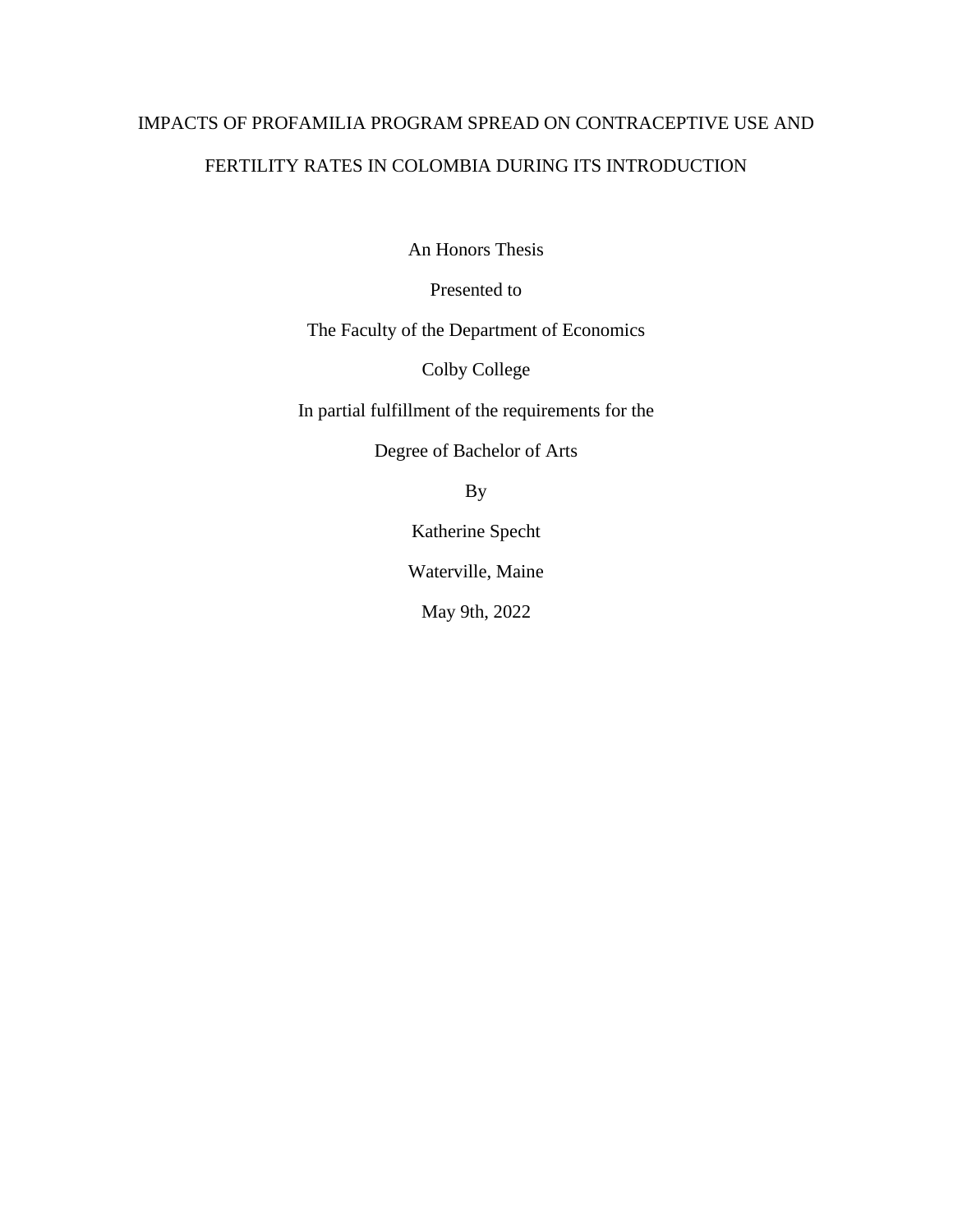# IMPACTS OF PROFAMILIA PROGRAM SPREAD ON CONTRACEPTIVE USE AND FERTILITY RATES IN COLOMBIA DURING ITS INTRODUCTION

An Honors Thesis

Presented to

The Faculty of the Department of Economics

Colby College

In partial fulfillment of the requirements for the

Degree of Bachelor of Arts

By

Katherine Specht

Waterville, Maine

May 9th, 2022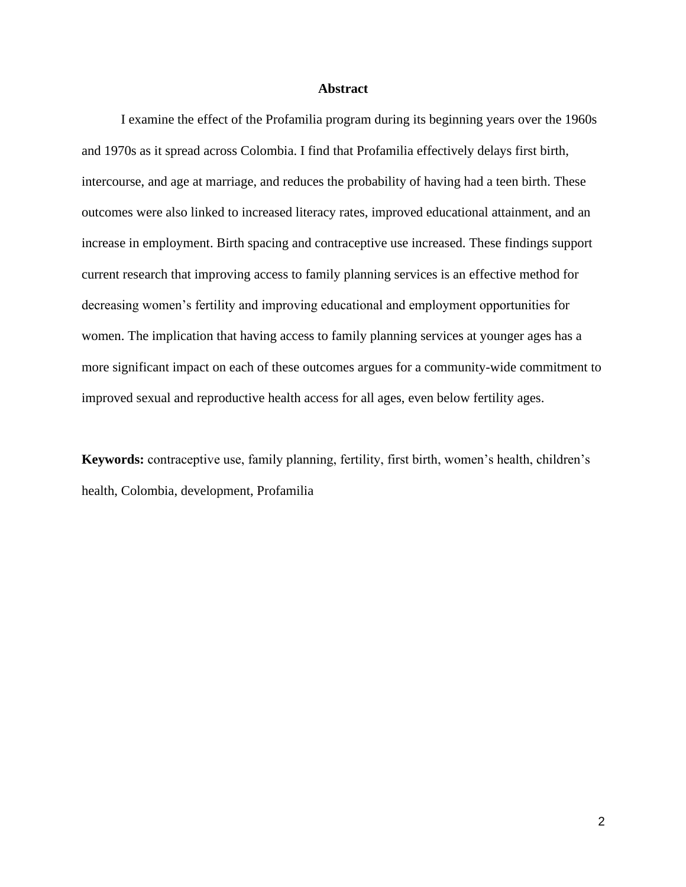## Abstract

I examine the effect of the Profamilia program during its beginning years over the 1960s and 1970s as it spread across Colombia. I find that Profamilia effectively delays first birth, intercourse, and age at marriage, and reduces the probability of having had a teen birth. These outcomes were also linked to increased literacy rates, improved educational attainment, and an increase in employment. Birth spacing and contraceptive use increased. These findings support current research that improving access to family planning services is an effective method for decreasing women's fertility and improving educational and employment opportunities for women. The implication that having access to family planning services at younger ages has a more significant impact on each of these outcomes argues for a community-wide commitment to improved sexual and reproductive health access for all ages, even below fertility ages.

**Keywords:** contraceptive use, family planning, fertility, first birth, women's health, children's health, Colombia, development, Profamilia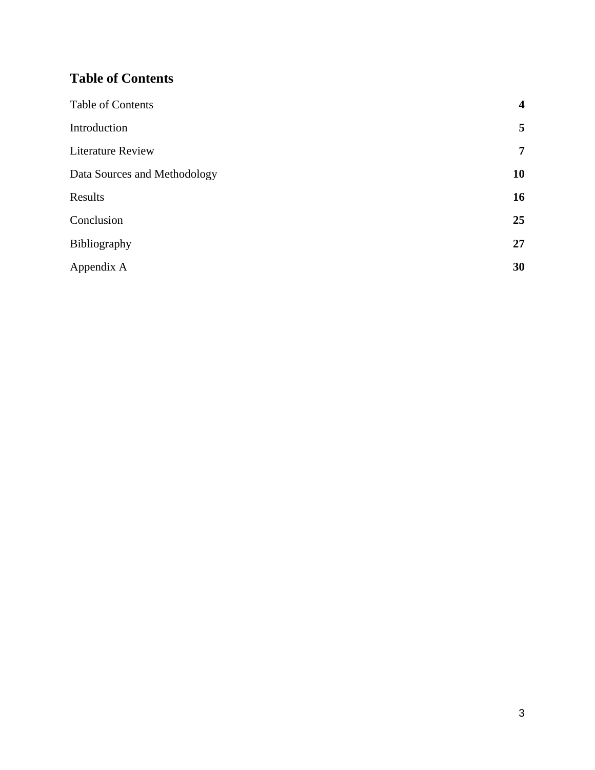## Table of Contents

| | |
|---|---|
| Table of Contents | **4** |
| Introduction | **5** |
| Literature Review | **7** |
| Data Sources and Methodology | **10** |
| Results | **16** |
| Conclusion | **25** |
| Bibliography | **27** |
| Appendix A | **30** |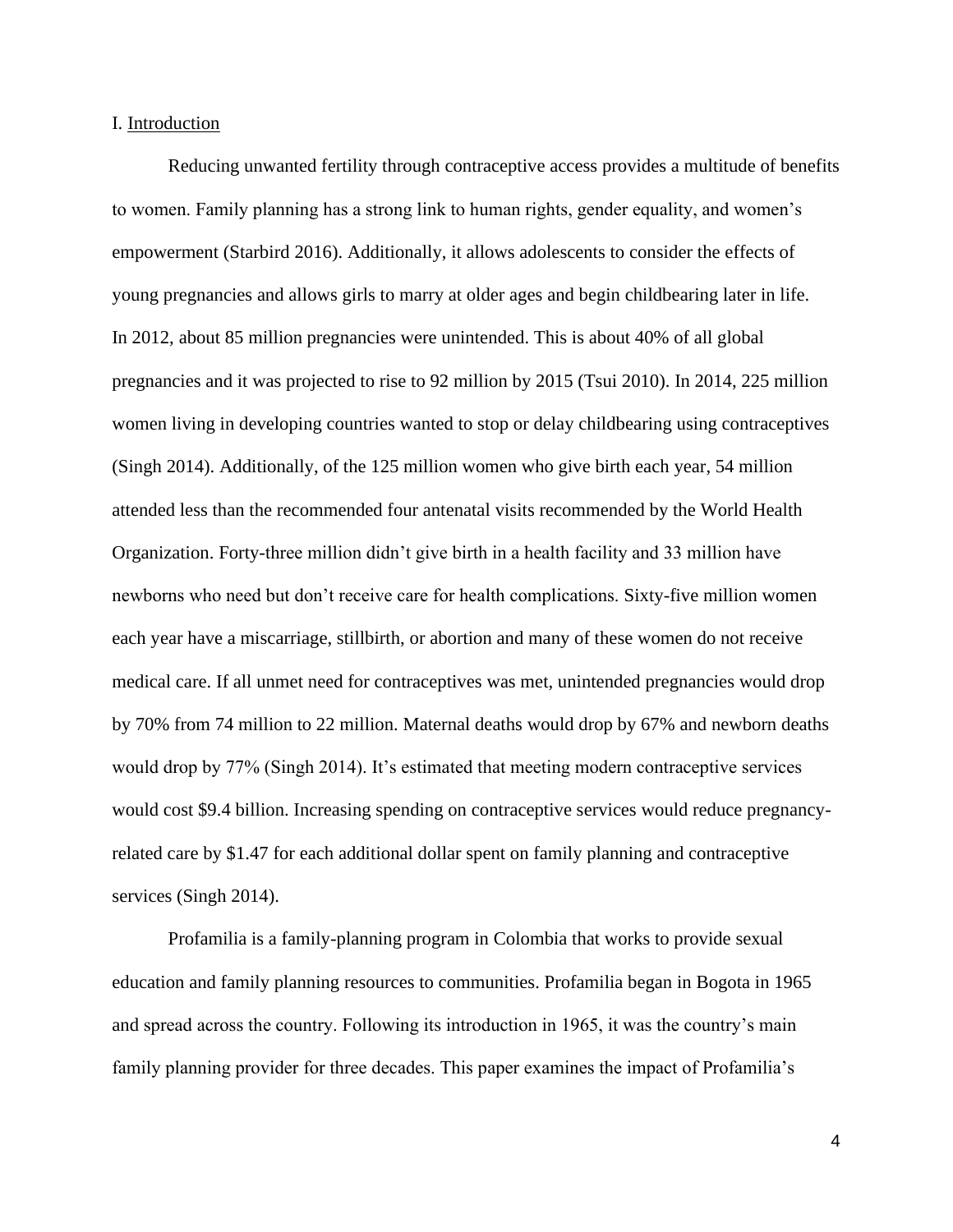## I. Introduction

Reducing unwanted fertility through contraceptive access provides a multitude of benefits to women. Family planning has a strong link to human rights, gender equality, and women's empowerment (Starbird 2016). Additionally, it allows adolescents to consider the effects of young pregnancies and allows girls to marry at older ages and begin childbearing later in life. In 2012, about 85 million pregnancies were unintended. This is about 40% of all global pregnancies and it was projected to rise to 92 million by 2015 (Tsui 2010). In 2014, 225 million women living in developing countries wanted to stop or delay childbearing using contraceptives (Singh 2014). Additionally, of the 125 million women who give birth each year, 54 million attended less than the recommended four antenatal visits recommended by the World Health Organization. Forty-three million didn't give birth in a health facility and 33 million have newborns who need but don't receive care for health complications. Sixty-five million women each year have a miscarriage, stillbirth, or abortion and many of these women do not receive medical care. If all unmet need for contraceptives was met, unintended pregnancies would drop by 70% from 74 million to 22 million. Maternal deaths would drop by 67% and newborn deaths would drop by 77% (Singh 2014). It's estimated that meeting modern contraceptive services would cost $9.4 billion. Increasing spending on contraceptive services would reduce pregnancy-related care by $1.47 for each additional dollar spent on family planning and contraceptive services (Singh 2014).

Profamilia is a family-planning program in Colombia that works to provide sexual education and family planning resources to communities. Profamilia began in Bogota in 1965 and spread across the country. Following its introduction in 1965, it was the country's main family planning provider for three decades. This paper examines the impact of Profamilia's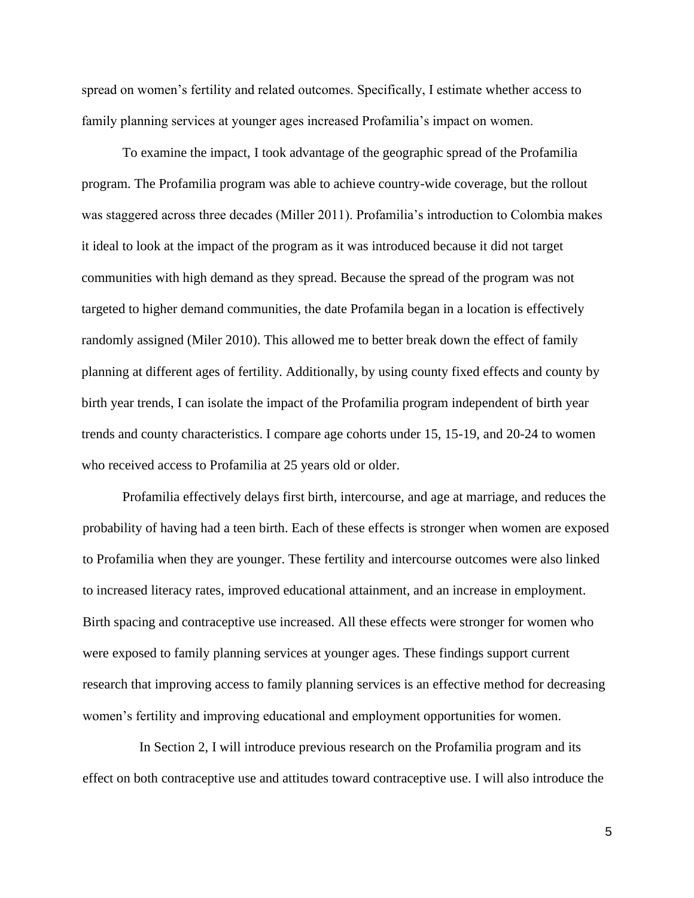spread on women's fertility and related outcomes. Specifically, I estimate whether access to family planning services at younger ages increased Profamilia's impact on women.

To examine the impact, I took advantage of the geographic spread of the Profamilia program. The Profamilia program was able to achieve country-wide coverage, but the rollout was staggered across three decades (Miller 2011). Profamilia's introduction to Colombia makes it ideal to look at the impact of the program as it was introduced because it did not target communities with high demand as they spread. Because the spread of the program was not targeted to higher demand communities, the date Profamila began in a location is effectively randomly assigned (Miler 2010). This allowed me to better break down the effect of family planning at different ages of fertility. Additionally, by using county fixed effects and county by birth year trends, I can isolate the impact of the Profamilia program independent of birth year trends and county characteristics. I compare age cohorts under 15, 15-19, and 20-24 to women who received access to Profamilia at 25 years old or older.

Profamilia effectively delays first birth, intercourse, and age at marriage, and reduces the probability of having had a teen birth. Each of these effects is stronger when women are exposed to Profamilia when they are younger. These fertility and intercourse outcomes were also linked to increased literacy rates, improved educational attainment, and an increase in employment. Birth spacing and contraceptive use increased. All these effects were stronger for women who were exposed to family planning services at younger ages. These findings support current research that improving access to family planning services is an effective method for decreasing women's fertility and improving educational and employment opportunities for women.

In Section 2, I will introduce previous research on the Profamilia program and its effect on both contraceptive use and attitudes toward contraceptive use. I will also introduce the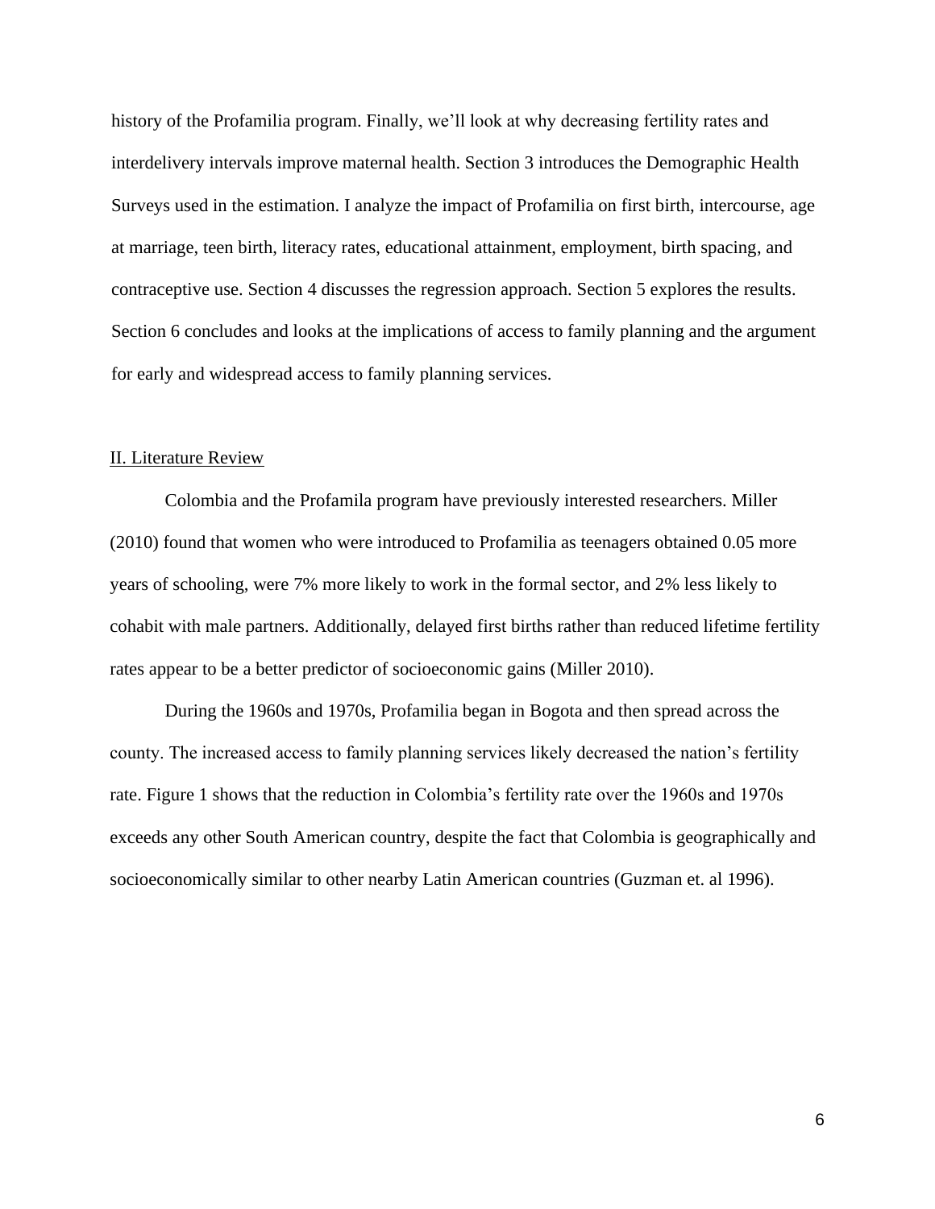history of the Profamilia program. Finally, we'll look at why decreasing fertility rates and interdelivery intervals improve maternal health. Section 3 introduces the Demographic Health Surveys used in the estimation. I analyze the impact of Profamilia on first birth, intercourse, age at marriage, teen birth, literacy rates, educational attainment, employment, birth spacing, and contraceptive use. Section 4 discusses the regression approach. Section 5 explores the results. Section 6 concludes and looks at the implications of access to family planning and the argument for early and widespread access to family planning services.

## II. Literature Review

Colombia and the Profamila program have previously interested researchers. Miller (2010) found that women who were introduced to Profamilia as teenagers obtained 0.05 more years of schooling, were 7% more likely to work in the formal sector, and 2% less likely to cohabit with male partners. Additionally, delayed first births rather than reduced lifetime fertility rates appear to be a better predictor of socioeconomic gains (Miller 2010).

During the 1960s and 1970s, Profamilia began in Bogota and then spread across the county. The increased access to family planning services likely decreased the nation's fertility rate. Figure 1 shows that the reduction in Colombia's fertility rate over the 1960s and 1970s exceeds any other South American country, despite the fact that Colombia is geographically and socioeconomically similar to other nearby Latin American countries (Guzman et. al 1996).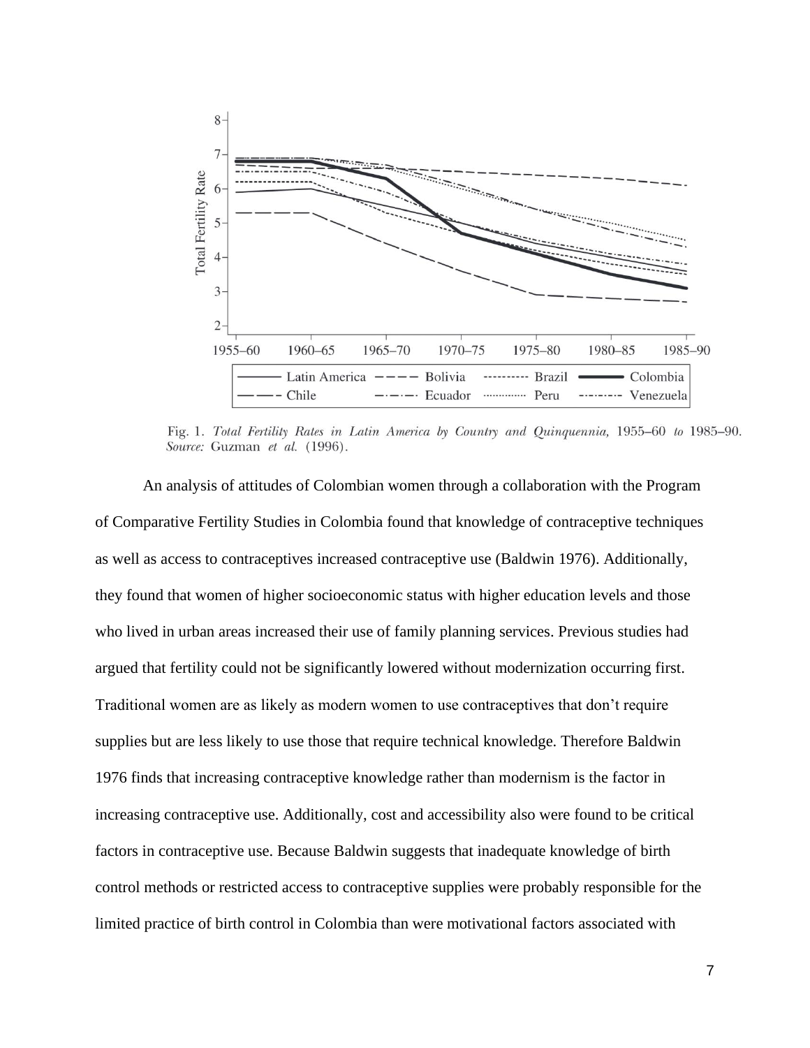Fig. 1. *Total Fertility Rates in Latin America by Country and Quinquennia,* 1955–60 *to* 1985–90. *Source:* Guzman *et al.* (1996).

An analysis of attitudes of Colombian women through a collaboration with the Program of Comparative Fertility Studies in Colombia found that knowledge of contraceptive techniques as well as access to contraceptives increased contraceptive use (Baldwin 1976). Additionally, they found that women of higher socioeconomic status with higher education levels and those who lived in urban areas increased their use of family planning services. Previous studies had argued that fertility could not be significantly lowered without modernization occurring first. Traditional women are as likely as modern women to use contraceptives that don't require supplies but are less likely to use those that require technical knowledge. Therefore Baldwin 1976 finds that increasing contraceptive knowledge rather than modernism is the factor in increasing contraceptive use. Additionally, cost and accessibility also were found to be critical factors in contraceptive use. Because Baldwin suggests that inadequate knowledge of birth control methods or restricted access to contraceptive supplies were probably responsible for the limited practice of birth control in Colombia than were motivational factors associated with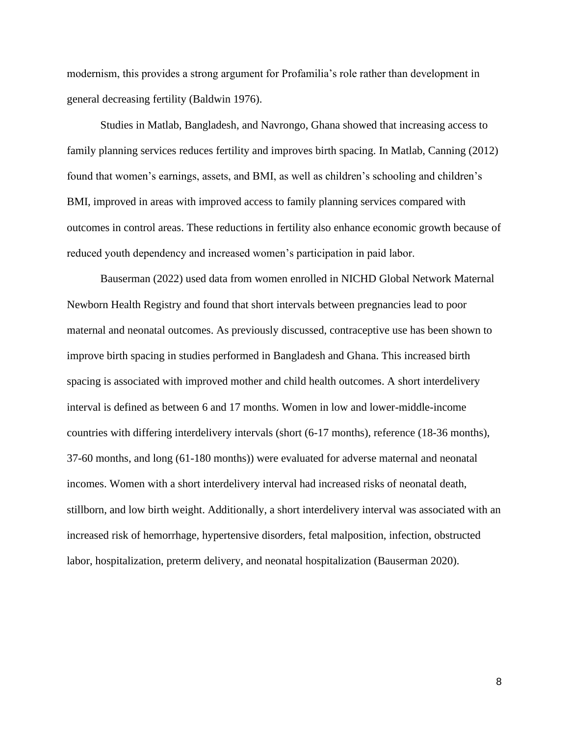modernism, this provides a strong argument for Profamilia's role rather than development in general decreasing fertility (Baldwin 1976).

Studies in Matlab, Bangladesh, and Navrongo, Ghana showed that increasing access to family planning services reduces fertility and improves birth spacing. In Matlab, Canning (2012) found that women's earnings, assets, and BMI, as well as children's schooling and children's BMI, improved in areas with improved access to family planning services compared with outcomes in control areas. These reductions in fertility also enhance economic growth because of reduced youth dependency and increased women's participation in paid labor.

Bauserman (2022) used data from women enrolled in NICHD Global Network Maternal Newborn Health Registry and found that short intervals between pregnancies lead to poor maternal and neonatal outcomes. As previously discussed, contraceptive use has been shown to improve birth spacing in studies performed in Bangladesh and Ghana. This increased birth spacing is associated with improved mother and child health outcomes. A short interdelivery interval is defined as between 6 and 17 months. Women in low and lower-middle-income countries with differing interdelivery intervals (short (6-17 months), reference (18-36 months), 37-60 months, and long (61-180 months)) were evaluated for adverse maternal and neonatal incomes. Women with a short interdelivery interval had increased risks of neonatal death, stillborn, and low birth weight. Additionally, a short interdelivery interval was associated with an increased risk of hemorrhage, hypertensive disorders, fetal malposition, infection, obstructed labor, hospitalization, preterm delivery, and neonatal hospitalization (Bauserman 2020).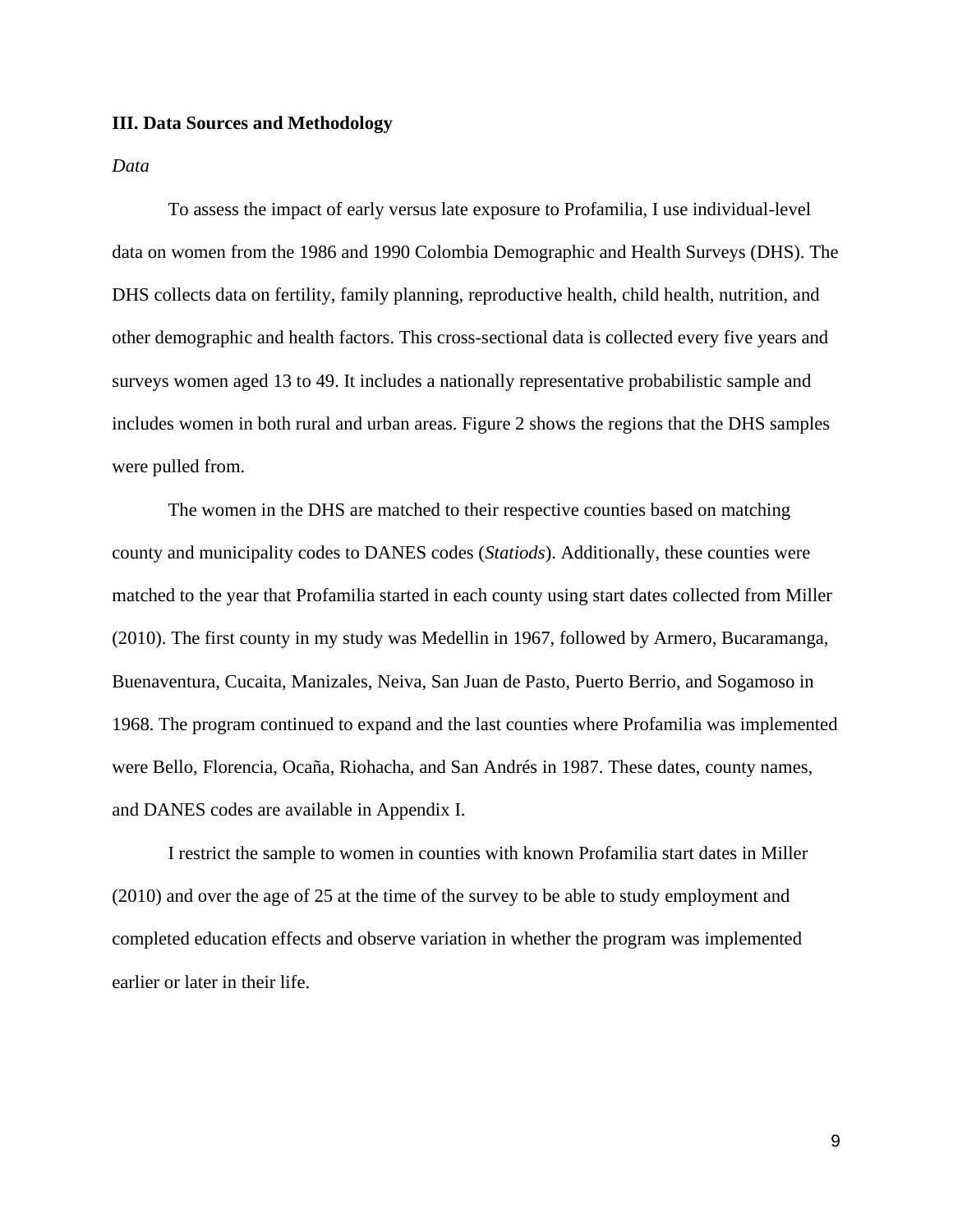### III. Data Sources and Methodology

*Data*

To assess the impact of early versus late exposure to Profamilia, I use individual-level data on women from the 1986 and 1990 Colombia Demographic and Health Surveys (DHS). The DHS collects data on fertility, family planning, reproductive health, child health, nutrition, and other demographic and health factors. This cross-sectional data is collected every five years and surveys women aged 13 to 49. It includes a nationally representative probabilistic sample and includes women in both rural and urban areas. Figure 2 shows the regions that the DHS samples were pulled from.

The women in the DHS are matched to their respective counties based on matching county and municipality codes to DANES codes (*Statiods*). Additionally, these counties were matched to the year that Profamilia started in each county using start dates collected from Miller (2010). The first county in my study was Medellin in 1967, followed by Armero, Bucaramanga, Buenaventura, Cucaita, Manizales, Neiva, San Juan de Pasto, Puerto Berrio, and Sogamoso in 1968. The program continued to expand and the last counties where Profamilia was implemented were Bello, Florencia, Ocaña, Riohacha, and San Andrés in 1987. These dates, county names, and DANES codes are available in Appendix I.

I restrict the sample to women in counties with known Profamilia start dates in Miller (2010) and over the age of 25 at the time of the survey to be able to study employment and completed education effects and observe variation in whether the program was implemented earlier or later in their life.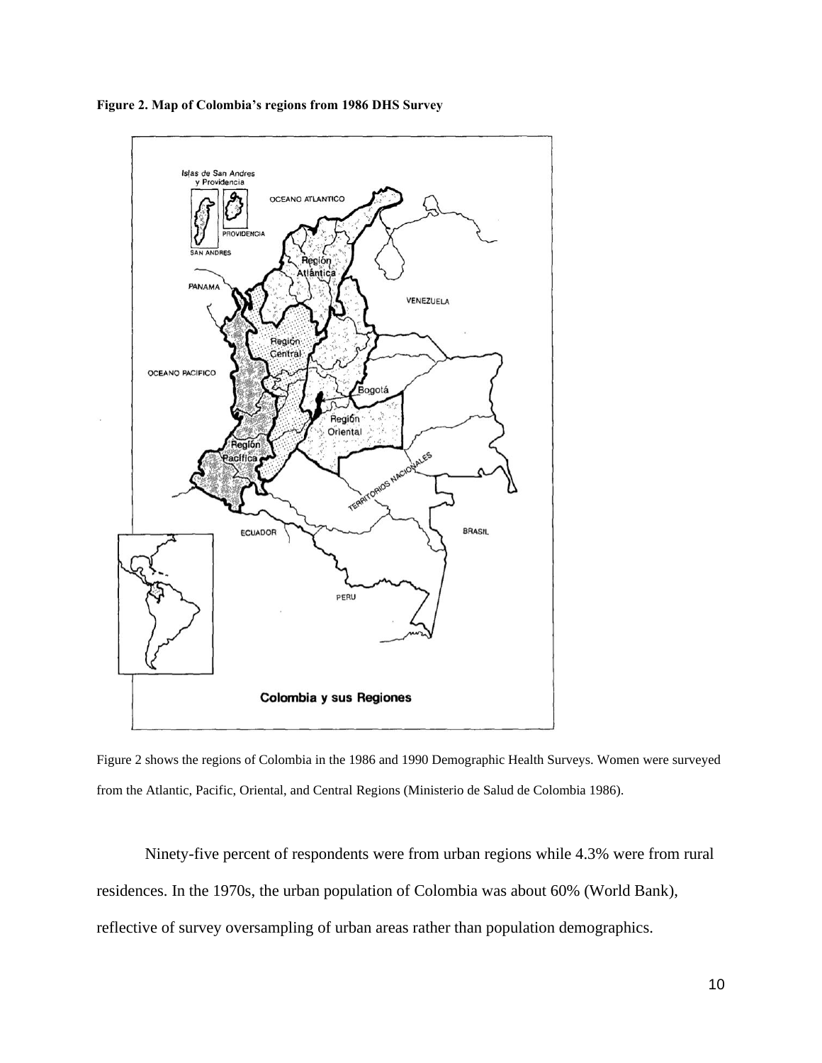**Figure 2. Map of Colombia's regions from 1986 DHS Survey**

Figure 2 shows the regions of Colombia in the 1986 and 1990 Demographic Health Surveys. Women were surveyed from the Atlantic, Pacific, Oriental, and Central Regions (Ministerio de Salud de Colombia 1986).

Ninety-five percent of respondents were from urban regions while 4.3% were from rural residences. In the 1970s, the urban population of Colombia was about 60% (World Bank), reflective of survey oversampling of urban areas rather than population demographics.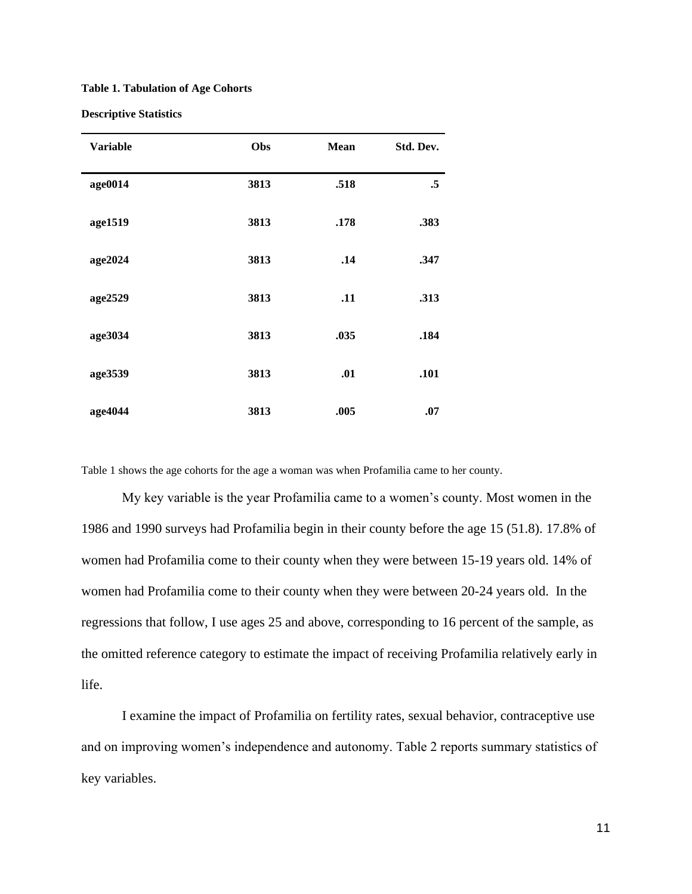**Table 1. Tabulation of Age Cohorts**

**Descriptive Statistics**

| Variable | Obs | Mean | Std. Dev. |
|---|---|---|---|
| **age0014** | **3813** | **.518** | **.5** |
| **age1519** | **3813** | **.178** | **.383** |
| **age2024** | **3813** | **.14** | **.347** |
| **age2529** | **3813** | **.11** | **.313** |
| **age3034** | **3813** | **.035** | **.184** |
| **age3539** | **3813** | **.01** | **.101** |
| **age4044** | **3813** | **.005** | **.07** |

Table 1 shows the age cohorts for the age a woman was when Profamilia came to her county.

My key variable is the year Profamilia came to a women's county. Most women in the 1986 and 1990 surveys had Profamilia begin in their county before the age 15 (51.8). 17.8% of women had Profamilia come to their county when they were between 15-19 years old. 14% of women had Profamilia come to their county when they were between 20-24 years old. In the regressions that follow, I use ages 25 and above, corresponding to 16 percent of the sample, as the omitted reference category to estimate the impact of receiving Profamilia relatively early in life.

I examine the impact of Profamilia on fertility rates, sexual behavior, contraceptive use and on improving women's independence and autonomy. Table 2 reports summary statistics of key variables.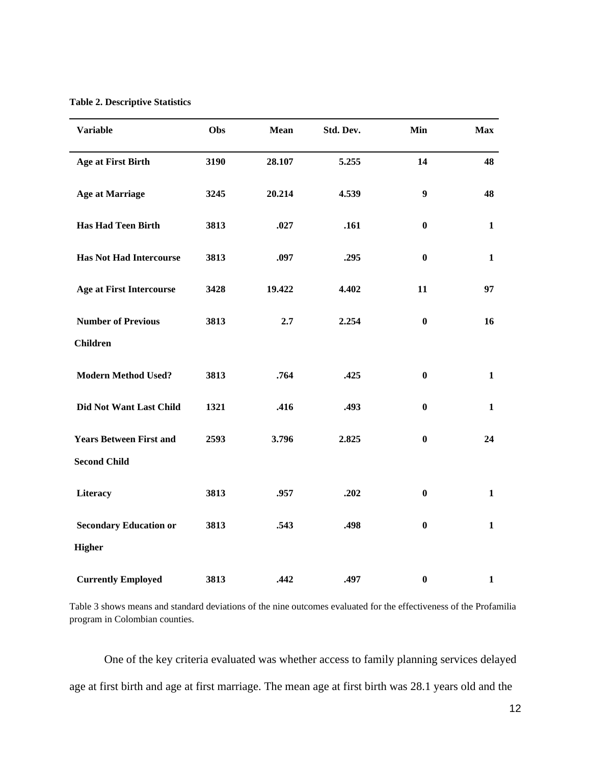**Table 2. Descriptive Statistics**

| Variable | Obs | Mean | Std. Dev. | Min | Max |
|---|---|---|---|---|---|
| **Age at First Birth** | **3190** | **28.107** | **5.255** | **14** | **48** |
| **Age at Marriage** | **3245** | **20.214** | **4.539** | **9** | **48** |
| **Has Had Teen Birth** | **3813** | **.027** | **.161** | **0** | **1** |
| **Has Not Had Intercourse** | **3813** | **.097** | **.295** | **0** | **1** |
| **Age at First Intercourse** | **3428** | **19.422** | **4.402** | **11** | **97** |
| **Number of Previous Children** | **3813** | **2.7** | **2.254** | **0** | **16** |
| **Modern Method Used?** | **3813** | **.764** | **.425** | **0** | **1** |
| **Did Not Want Last Child** | **1321** | **.416** | **.493** | **0** | **1** |
| **Years Between First and Second Child** | **2593** | **3.796** | **2.825** | **0** | **24** |
| **Literacy** | **3813** | **.957** | **.202** | **0** | **1** |
| **Secondary Education or Higher** | **3813** | **.543** | **.498** | **0** | **1** |
| **Currently Employed** | **3813** | **.442** | **.497** | **0** | **1** |

Table 3 shows means and standard deviations of the nine outcomes evaluated for the effectiveness of the Profamilia program in Colombian counties.

One of the key criteria evaluated was whether access to family planning services delayed age at first birth and age at first marriage. The mean age at first birth was 28.1 years old and the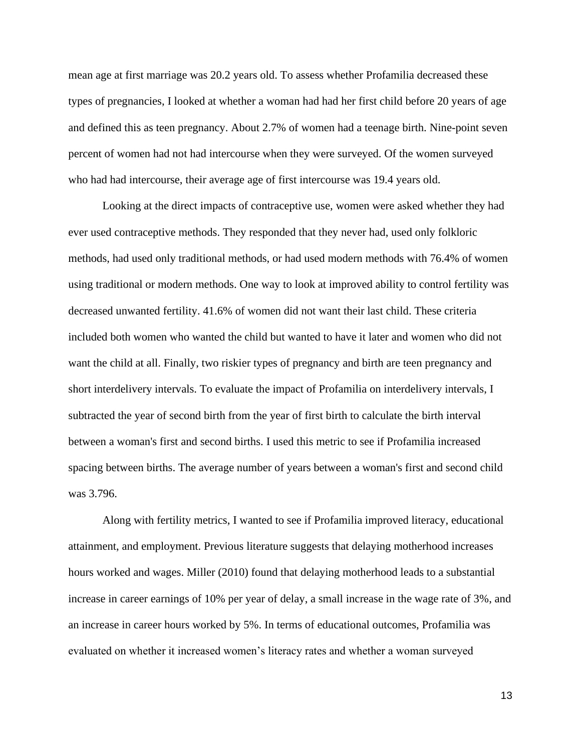mean age at first marriage was 20.2 years old. To assess whether Profamilia decreased these types of pregnancies, I looked at whether a woman had had her first child before 20 years of age and defined this as teen pregnancy. About 2.7% of women had a teenage birth. Nine-point seven percent of women had not had intercourse when they were surveyed. Of the women surveyed who had had intercourse, their average age of first intercourse was 19.4 years old.

Looking at the direct impacts of contraceptive use, women were asked whether they had ever used contraceptive methods. They responded that they never had, used only folkloric methods, had used only traditional methods, or had used modern methods with 76.4% of women using traditional or modern methods. One way to look at improved ability to control fertility was decreased unwanted fertility. 41.6% of women did not want their last child. These criteria included both women who wanted the child but wanted to have it later and women who did not want the child at all. Finally, two riskier types of pregnancy and birth are teen pregnancy and short interdelivery intervals. To evaluate the impact of Profamilia on interdelivery intervals, I subtracted the year of second birth from the year of first birth to calculate the birth interval between a woman's first and second births. I used this metric to see if Profamilia increased spacing between births. The average number of years between a woman's first and second child was 3.796.

Along with fertility metrics, I wanted to see if Profamilia improved literacy, educational attainment, and employment. Previous literature suggests that delaying motherhood increases hours worked and wages. Miller (2010) found that delaying motherhood leads to a substantial increase in career earnings of 10% per year of delay, a small increase in the wage rate of 3%, and an increase in career hours worked by 5%. In terms of educational outcomes, Profamilia was evaluated on whether it increased women's literacy rates and whether a woman surveyed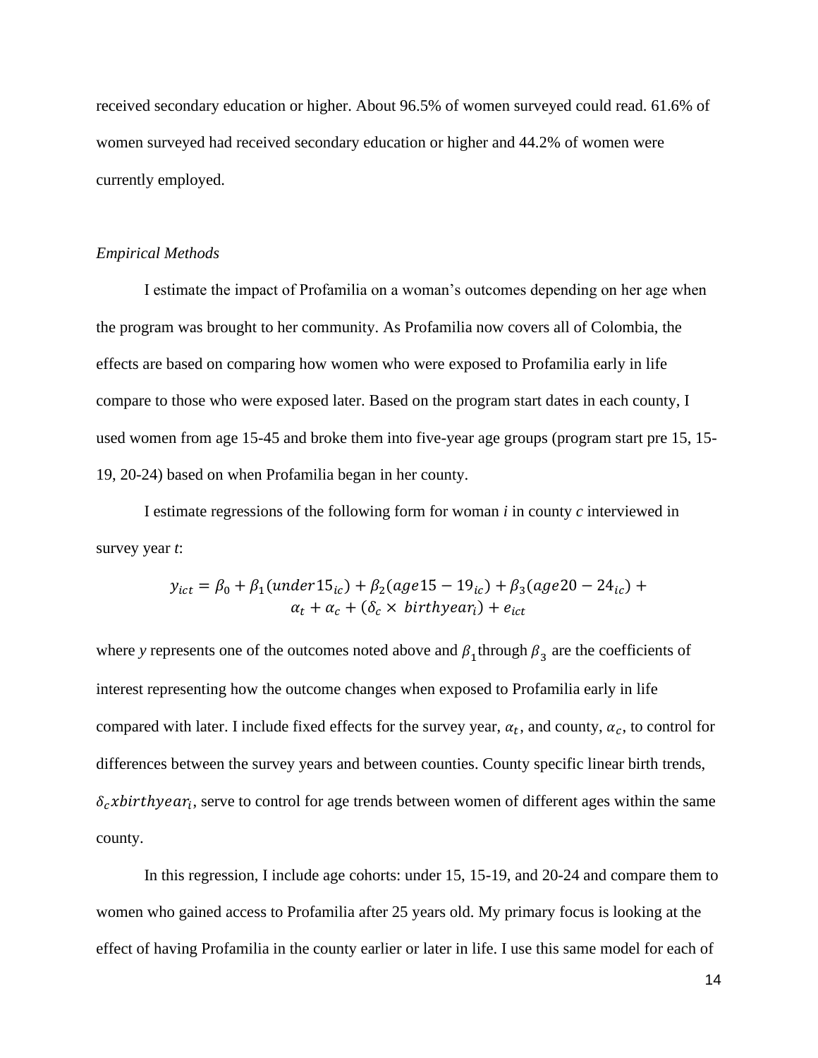received secondary education or higher. About 96.5% of women surveyed could read. 61.6% of women surveyed had received secondary education or higher and 44.2% of women were currently employed.

*Empirical Methods*

I estimate the impact of Profamilia on a woman's outcomes depending on her age when the program was brought to her community. As Profamilia now covers all of Colombia, the effects are based on comparing how women who were exposed to Profamilia early in life compare to those who were exposed later. Based on the program start dates in each county, I used women from age 15-45 and broke them into five-year age groups (program start pre 15, 15-19, 20-24) based on when Profamilia began in her county.

I estimate regressions of the following form for woman *i* in county *c* interviewed in survey year *t*:

$$y_{ict} = \beta_0 + \beta_1(under15_{ic}) + \beta_2(age15-19_{ic}) + \beta_3(age20-24_{ic}) + \alpha_t + \alpha_c + (\delta_c \times birthyear_i) + e_{ict}$$

where *y* represents one of the outcomes noted above and $\beta_1$ through $\beta_3$ are the coefficients of interest representing how the outcome changes when exposed to Profamilia early in life compared with later. I include fixed effects for the survey year, $\alpha_t$, and county, $\alpha_c$, to control for differences between the survey years and between counties. County specific linear birth trends, $\delta_c x birthyear_i$, serve to control for age trends between women of different ages within the same county.

In this regression, I include age cohorts: under 15, 15-19, and 20-24 and compare them to women who gained access to Profamilia after 25 years old. My primary focus is looking at the effect of having Profamilia in the county earlier or later in life. I use this same model for each of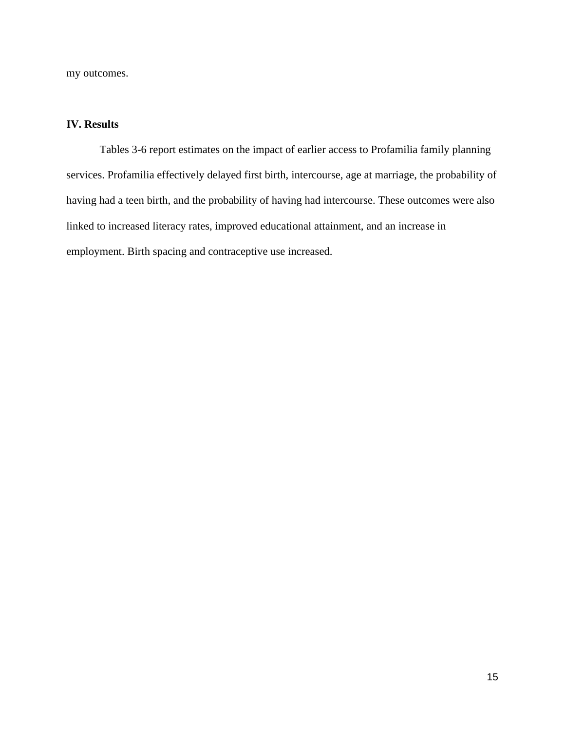my outcomes.

## IV. Results

Tables 3-6 report estimates on the impact of earlier access to Profamilia family planning services. Profamilia effectively delayed first birth, intercourse, age at marriage, the probability of having had a teen birth, and the probability of having had intercourse. These outcomes were also linked to increased literacy rates, improved educational attainment, and an increase in employment. Birth spacing and contraceptive use increased.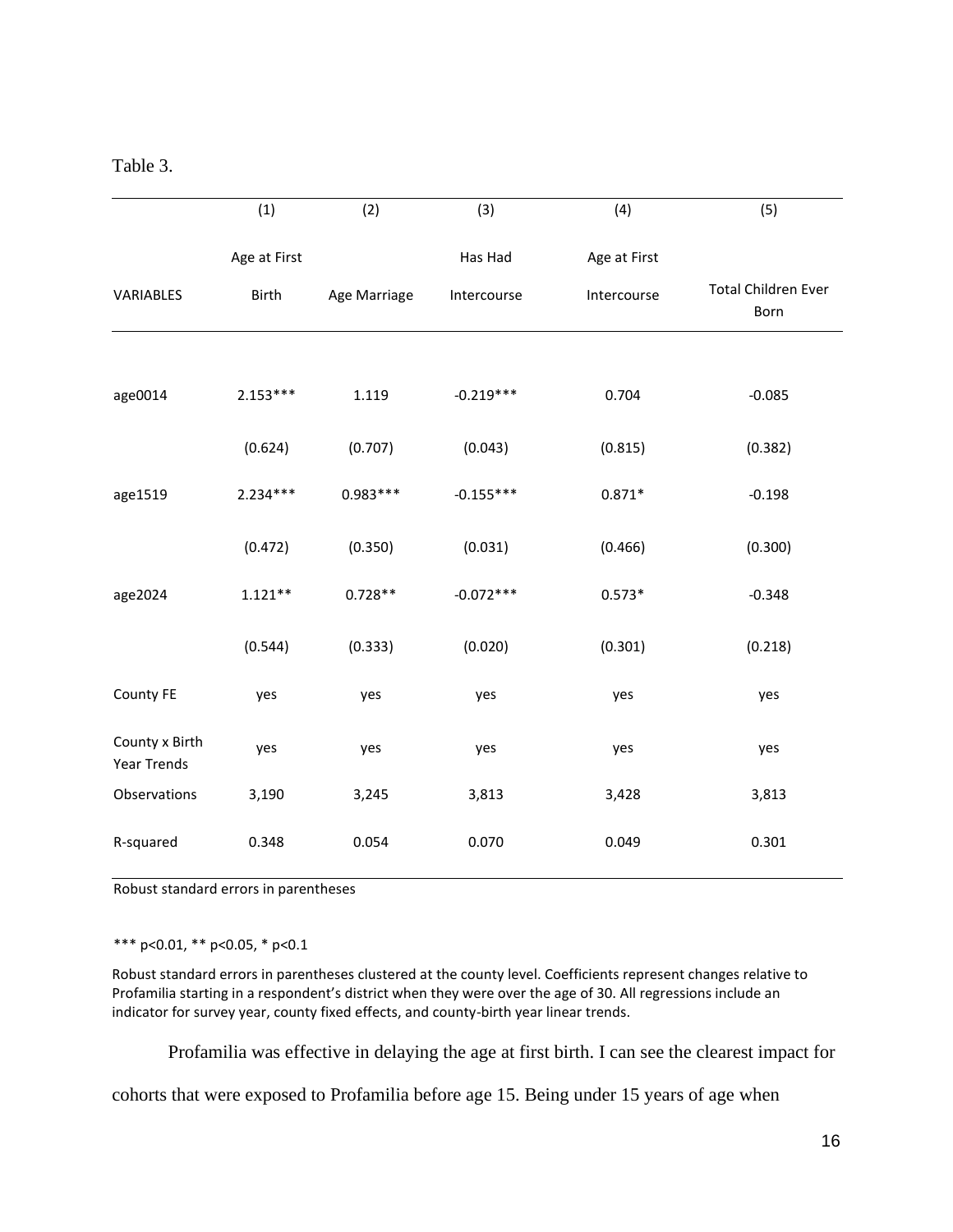Table 3.

| VARIABLES | (1) Age at First Birth | (2) Age Marriage | (3) Has Had Intercourse | (4) Age at First Intercourse | (5) Total Children Ever Born |
|---|---|---|---|---|---|
| age0014 | 2.153*** | 1.119 | -0.219*** | 0.704 | -0.085 |
| | (0.624) | (0.707) | (0.043) | (0.815) | (0.382) |
| age1519 | 2.234*** | 0.983*** | -0.155*** | 0.871* | -0.198 |
| | (0.472) | (0.350) | (0.031) | (0.466) | (0.300) |
| age2024 | 1.121** | 0.728** | -0.072*** | 0.573* | -0.348 |
| | (0.544) | (0.333) | (0.020) | (0.301) | (0.218) |
| County FE | yes | yes | yes | yes | yes |
| County x Birth Year Trends | yes | yes | yes | yes | yes |
| Observations | 3,190 | 3,245 | 3,813 | 3,428 | 3,813 |
| R-squared | 0.348 | 0.054 | 0.070 | 0.049 | 0.301 |

Robust standard errors in parentheses

*** p<0.01, ** p<0.05, * p<0.1

Robust standard errors in parentheses clustered at the county level. Coefficients represent changes relative to Profamilia starting in a respondent's district when they were over the age of 30. All regressions include an indicator for survey year, county fixed effects, and county-birth year linear trends.

Profamilia was effective in delaying the age at first birth. I can see the clearest impact for cohorts that were exposed to Profamilia before age 15. Being under 15 years of age when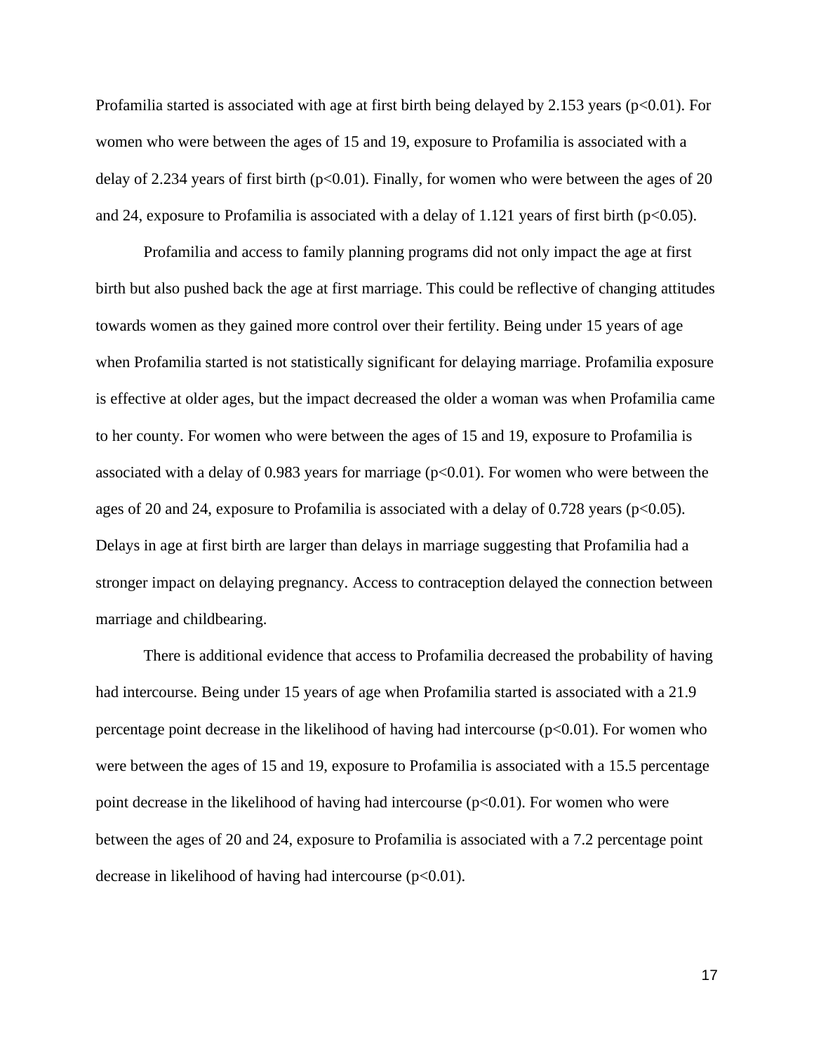Profamilia started is associated with age at first birth being delayed by 2.153 years ($p<0.01$). For women who were between the ages of 15 and 19, exposure to Profamilia is associated with a delay of 2.234 years of first birth ($p<0.01$). Finally, for women who were between the ages of 20 and 24, exposure to Profamilia is associated with a delay of 1.121 years of first birth ($p<0.05$).

Profamilia and access to family planning programs did not only impact the age at first birth but also pushed back the age at first marriage. This could be reflective of changing attitudes towards women as they gained more control over their fertility. Being under 15 years of age when Profamilia started is not statistically significant for delaying marriage. Profamilia exposure is effective at older ages, but the impact decreased the older a woman was when Profamilia came to her county. For women who were between the ages of 15 and 19, exposure to Profamilia is associated with a delay of 0.983 years for marriage ($p<0.01$). For women who were between the ages of 20 and 24, exposure to Profamilia is associated with a delay of 0.728 years ($p<0.05$). Delays in age at first birth are larger than delays in marriage suggesting that Profamilia had a stronger impact on delaying pregnancy. Access to contraception delayed the connection between marriage and childbearing.

There is additional evidence that access to Profamilia decreased the probability of having had intercourse. Being under 15 years of age when Profamilia started is associated with a 21.9 percentage point decrease in the likelihood of having had intercourse ($p<0.01$). For women who were between the ages of 15 and 19, exposure to Profamilia is associated with a 15.5 percentage point decrease in the likelihood of having had intercourse ($p<0.01$). For women who were between the ages of 20 and 24, exposure to Profamilia is associated with a 7.2 percentage point decrease in likelihood of having had intercourse ($p<0.01$).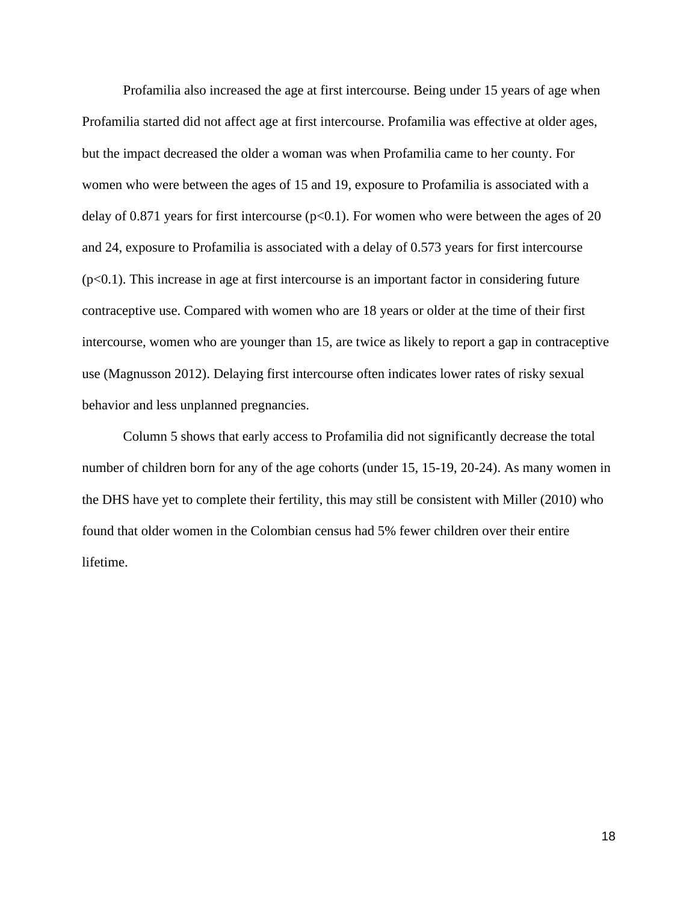Profamilia also increased the age at first intercourse. Being under 15 years of age when Profamilia started did not affect age at first intercourse. Profamilia was effective at older ages, but the impact decreased the older a woman was when Profamilia came to her county. For women who were between the ages of 15 and 19, exposure to Profamilia is associated with a delay of 0.871 years for first intercourse ($p<0.1$). For women who were between the ages of 20 and 24, exposure to Profamilia is associated with a delay of 0.573 years for first intercourse ($p<0.1$). This increase in age at first intercourse is an important factor in considering future contraceptive use. Compared with women who are 18 years or older at the time of their first intercourse, women who are younger than 15, are twice as likely to report a gap in contraceptive use (Magnusson 2012). Delaying first intercourse often indicates lower rates of risky sexual behavior and less unplanned pregnancies.

Column 5 shows that early access to Profamilia did not significantly decrease the total number of children born for any of the age cohorts (under 15, 15-19, 20-24). As many women in the DHS have yet to complete their fertility, this may still be consistent with Miller (2010) who found that older women in the Colombian census had 5% fewer children over their entire lifetime.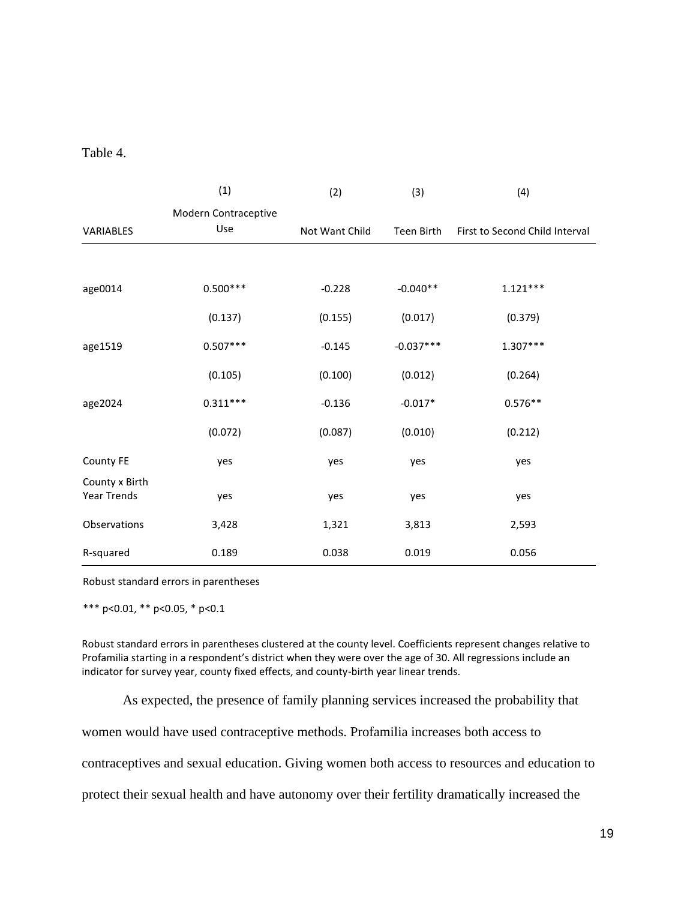Table 4.

| VARIABLES | (1)<br>Modern Contraceptive Use | (2)<br>Not Want Child | (3)<br>Teen Birth | (4)<br>First to Second Child Interval |
|---|---|---|---|---|
| age0014 | 0.500*** | -0.228 | -0.040** | 1.121*** |
| | (0.137) | (0.155) | (0.017) | (0.379) |
| age1519 | 0.507*** | -0.145 | -0.037*** | 1.307*** |
| | (0.105) | (0.100) | (0.012) | (0.264) |
| age2024 | 0.311*** | -0.136 | -0.017* | 0.576** |
| | (0.072) | (0.087) | (0.010) | (0.212) |
| County FE | yes | yes | yes | yes |
| County x Birth Year Trends | yes | yes | yes | yes |
| Observations | 3,428 | 1,321 | 3,813 | 2,593 |
| R-squared | 0.189 | 0.038 | 0.019 | 0.056 |

Robust standard errors in parentheses

*** p<0.01, ** p<0.05, * p<0.1

Robust standard errors in parentheses clustered at the county level. Coefficients represent changes relative to Profamilia starting in a respondent's district when they were over the age of 30. All regressions include an indicator for survey year, county fixed effects, and county-birth year linear trends.

As expected, the presence of family planning services increased the probability that women would have used contraceptive methods. Profamilia increases both access to contraceptives and sexual education. Giving women both access to resources and education to protect their sexual health and have autonomy over their fertility dramatically increased the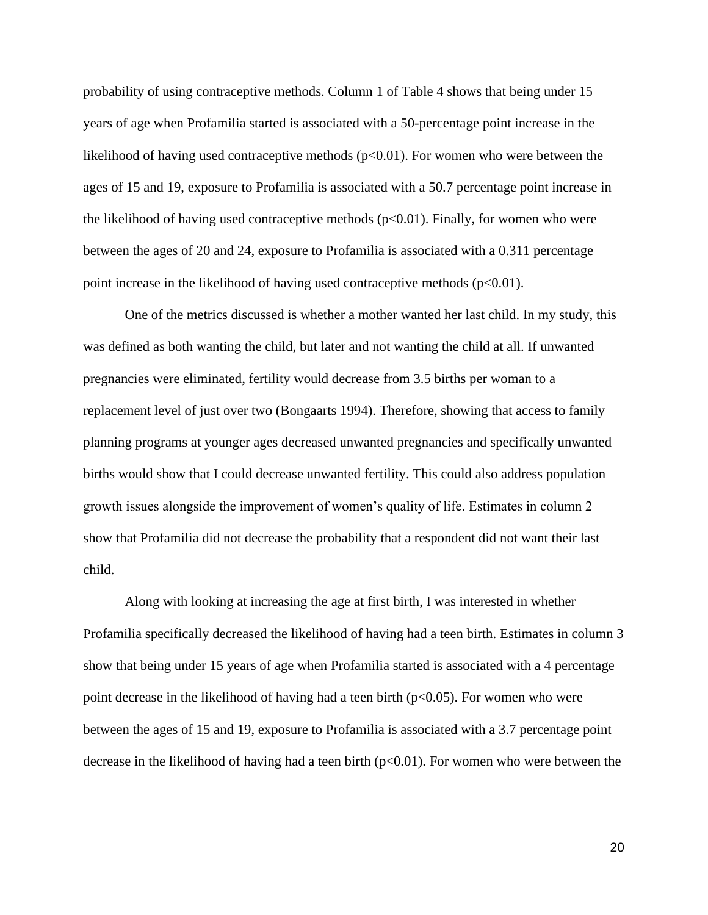probability of using contraceptive methods. Column 1 of Table 4 shows that being under 15 years of age when Profamilia started is associated with a 50-percentage point increase in the likelihood of having used contraceptive methods ($p<0.01$). For women who were between the ages of 15 and 19, exposure to Profamilia is associated with a 50.7 percentage point increase in the likelihood of having used contraceptive methods ($p<0.01$). Finally, for women who were between the ages of 20 and 24, exposure to Profamilia is associated with a 0.311 percentage point increase in the likelihood of having used contraceptive methods ($p<0.01$).

One of the metrics discussed is whether a mother wanted her last child. In my study, this was defined as both wanting the child, but later and not wanting the child at all. If unwanted pregnancies were eliminated, fertility would decrease from 3.5 births per woman to a replacement level of just over two (Bongaarts 1994). Therefore, showing that access to family planning programs at younger ages decreased unwanted pregnancies and specifically unwanted births would show that I could decrease unwanted fertility. This could also address population growth issues alongside the improvement of women's quality of life. Estimates in column 2 show that Profamilia did not decrease the probability that a respondent did not want their last child.

Along with looking at increasing the age at first birth, I was interested in whether Profamilia specifically decreased the likelihood of having had a teen birth. Estimates in column 3 show that being under 15 years of age when Profamilia started is associated with a 4 percentage point decrease in the likelihood of having had a teen birth ($p<0.05$). For women who were between the ages of 15 and 19, exposure to Profamilia is associated with a 3.7 percentage point decrease in the likelihood of having had a teen birth ($p<0.01$). For women who were between the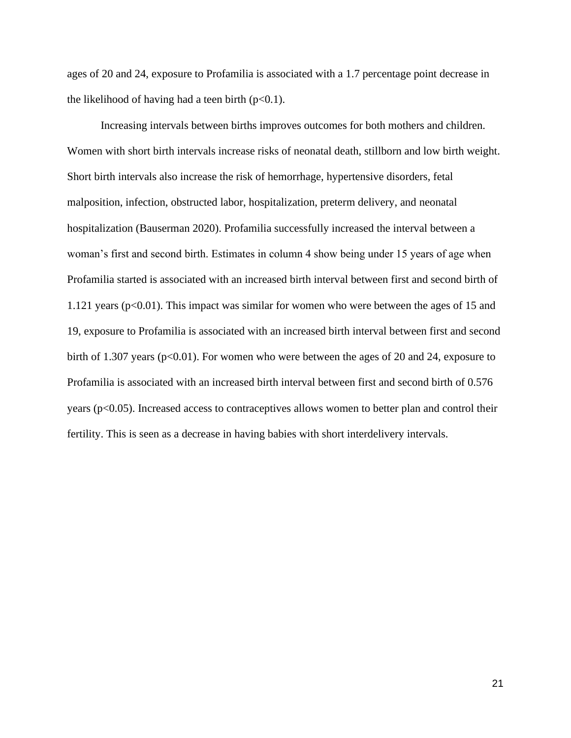ages of 20 and 24, exposure to Profamilia is associated with a 1.7 percentage point decrease in the likelihood of having had a teen birth ($p<0.1$).

Increasing intervals between births improves outcomes for both mothers and children. Women with short birth intervals increase risks of neonatal death, stillborn and low birth weight. Short birth intervals also increase the risk of hemorrhage, hypertensive disorders, fetal malposition, infection, obstructed labor, hospitalization, preterm delivery, and neonatal hospitalization (Bauserman 2020). Profamilia successfully increased the interval between a woman's first and second birth. Estimates in column 4 show being under 15 years of age when Profamilia started is associated with an increased birth interval between first and second birth of 1.121 years ($p<0.01$). This impact was similar for women who were between the ages of 15 and 19, exposure to Profamilia is associated with an increased birth interval between first and second birth of 1.307 years ($p<0.01$). For women who were between the ages of 20 and 24, exposure to Profamilia is associated with an increased birth interval between first and second birth of 0.576 years ($p<0.05$). Increased access to contraceptives allows women to better plan and control their fertility. This is seen as a decrease in having babies with short interdelivery intervals.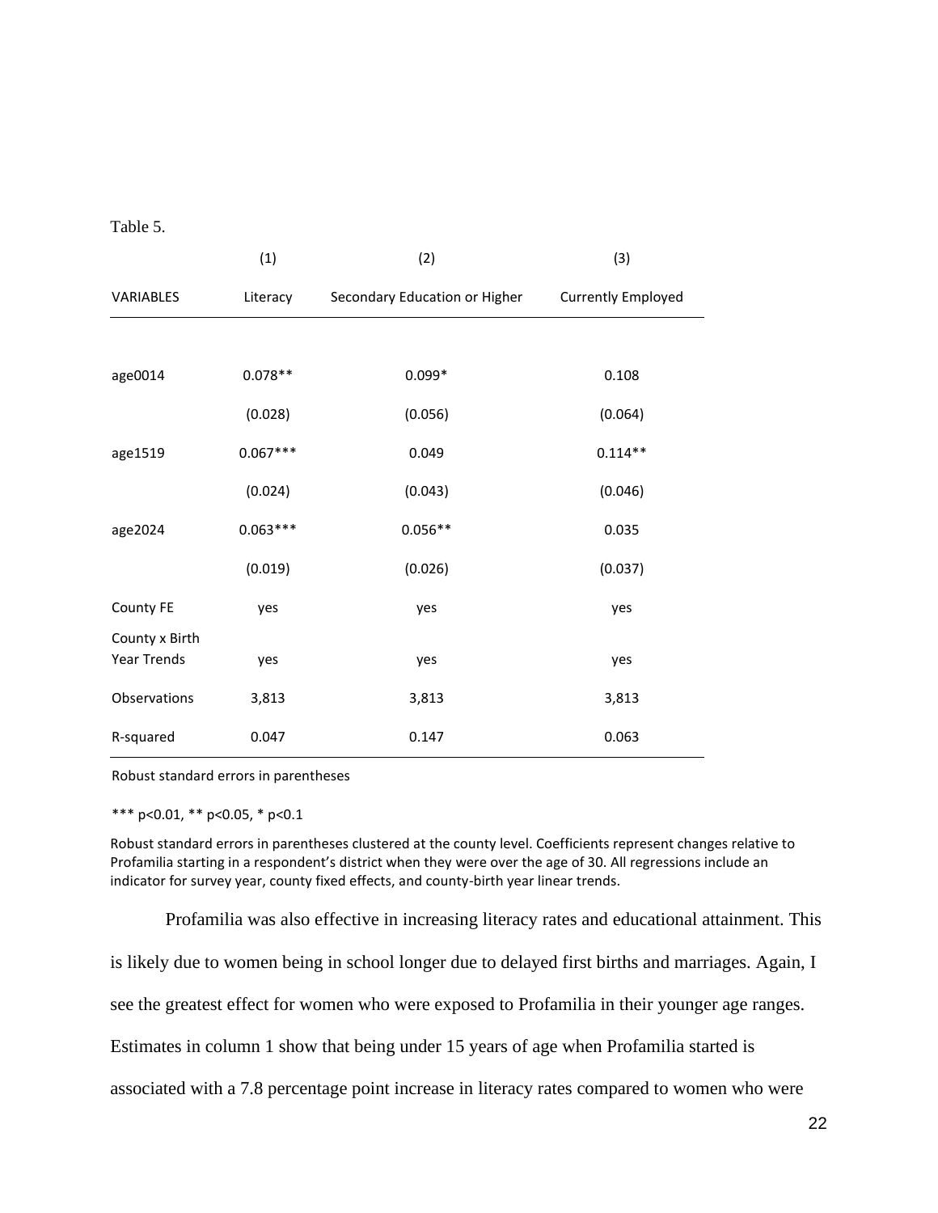Table 5.

| VARIABLES | (1) Literacy | (2) Secondary Education or Higher | (3) Currently Employed |
|---|---|---|---|
| age0014 | 0.078** | 0.099* | 0.108 |
| | (0.028) | (0.056) | (0.064) |
| age1519 | 0.067*** | 0.049 | 0.114** |
| | (0.024) | (0.043) | (0.046) |
| age2024 | 0.063*** | 0.056** | 0.035 |
| | (0.019) | (0.026) | (0.037) |
| County FE | yes | yes | yes |
| County x Birth Year Trends | yes | yes | yes |
| Observations | 3,813 | 3,813 | 3,813 |
| R-squared | 0.047 | 0.147 | 0.063 |

Robust standard errors in parentheses

*** p<0.01, ** p<0.05, * p<0.1

Robust standard errors in parentheses clustered at the county level. Coefficients represent changes relative to Profamilia starting in a respondent's district when they were over the age of 30. All regressions include an indicator for survey year, county fixed effects, and county-birth year linear trends.

Profamilia was also effective in increasing literacy rates and educational attainment. This is likely due to women being in school longer due to delayed first births and marriages. Again, I see the greatest effect for women who were exposed to Profamilia in their younger age ranges. Estimates in column 1 show that being under 15 years of age when Profamilia started is associated with a 7.8 percentage point increase in literacy rates compared to women who were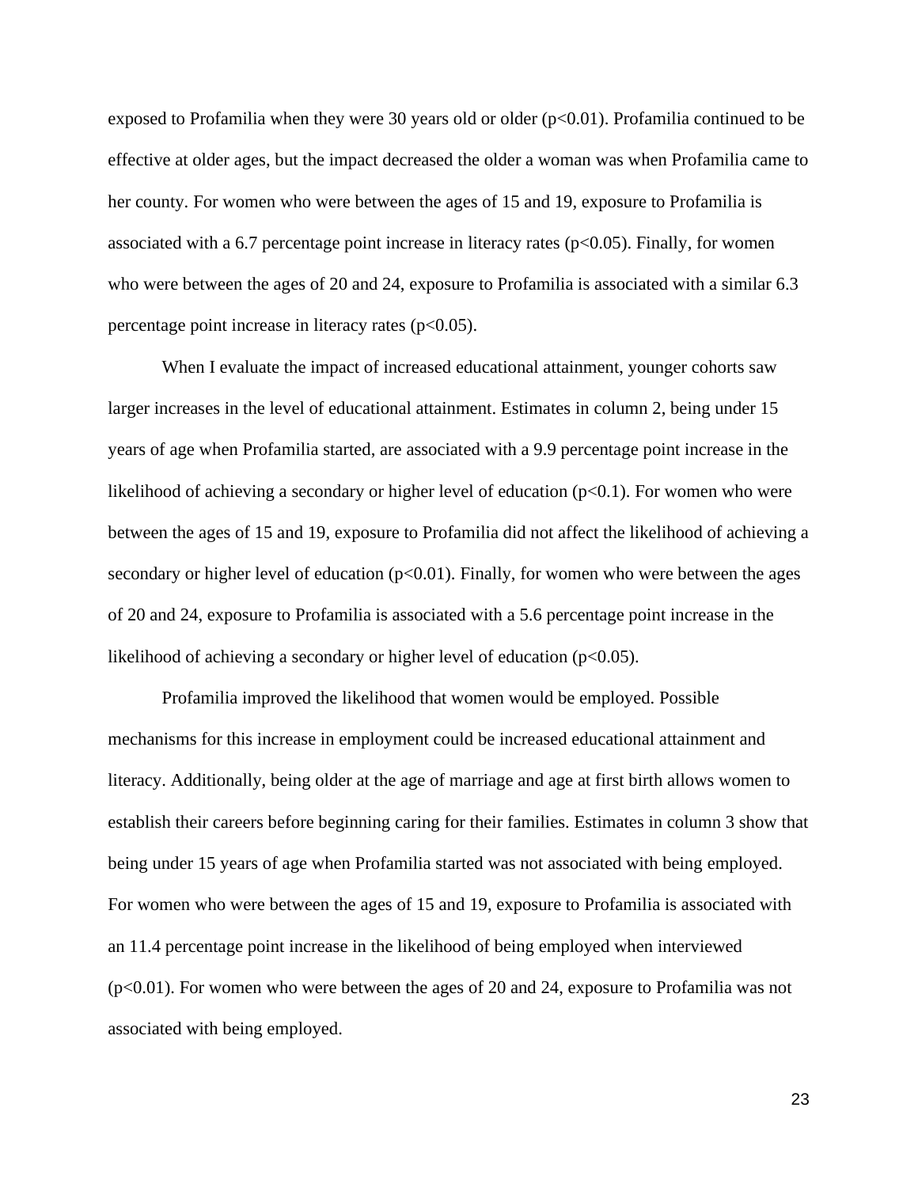exposed to Profamilia when they were 30 years old or older ($p<0.01$). Profamilia continued to be effective at older ages, but the impact decreased the older a woman was when Profamilia came to her county. For women who were between the ages of 15 and 19, exposure to Profamilia is associated with a 6.7 percentage point increase in literacy rates ($p<0.05$). Finally, for women who were between the ages of 20 and 24, exposure to Profamilia is associated with a similar 6.3 percentage point increase in literacy rates ($p<0.05$).

When I evaluate the impact of increased educational attainment, younger cohorts saw larger increases in the level of educational attainment. Estimates in column 2, being under 15 years of age when Profamilia started, are associated with a 9.9 percentage point increase in the likelihood of achieving a secondary or higher level of education ($p<0.1$). For women who were between the ages of 15 and 19, exposure to Profamilia did not affect the likelihood of achieving a secondary or higher level of education ($p<0.01$). Finally, for women who were between the ages of 20 and 24, exposure to Profamilia is associated with a 5.6 percentage point increase in the likelihood of achieving a secondary or higher level of education ($p<0.05$).

Profamilia improved the likelihood that women would be employed. Possible mechanisms for this increase in employment could be increased educational attainment and literacy. Additionally, being older at the age of marriage and age at first birth allows women to establish their careers before beginning caring for their families. Estimates in column 3 show that being under 15 years of age when Profamilia started was not associated with being employed. For women who were between the ages of 15 and 19, exposure to Profamilia is associated with an 11.4 percentage point increase in the likelihood of being employed when interviewed ($p<0.01$). For women who were between the ages of 20 and 24, exposure to Profamilia was not associated with being employed.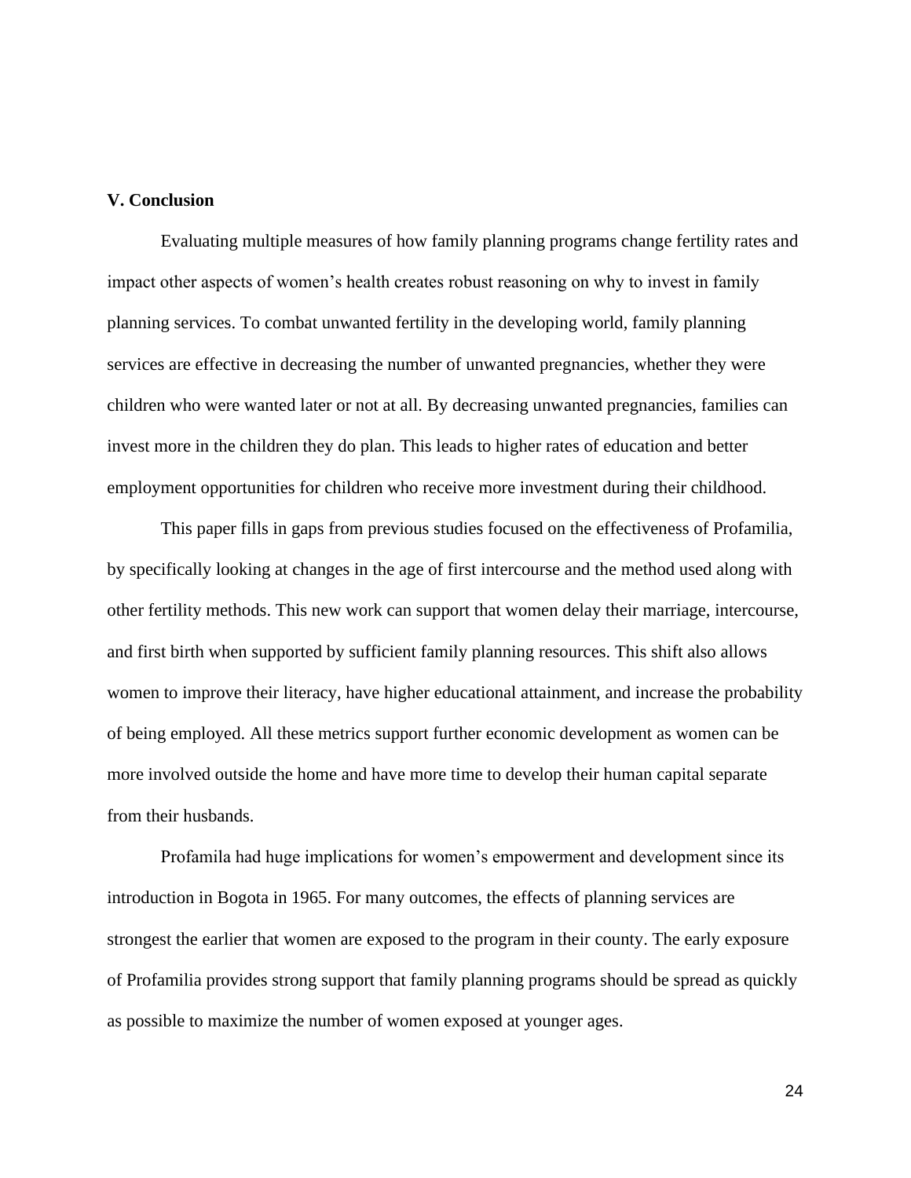**V. Conclusion**

Evaluating multiple measures of how family planning programs change fertility rates and impact other aspects of women's health creates robust reasoning on why to invest in family planning services. To combat unwanted fertility in the developing world, family planning services are effective in decreasing the number of unwanted pregnancies, whether they were children who were wanted later or not at all. By decreasing unwanted pregnancies, families can invest more in the children they do plan. This leads to higher rates of education and better employment opportunities for children who receive more investment during their childhood.

This paper fills in gaps from previous studies focused on the effectiveness of Profamilia, by specifically looking at changes in the age of first intercourse and the method used along with other fertility methods. This new work can support that women delay their marriage, intercourse, and first birth when supported by sufficient family planning resources. This shift also allows women to improve their literacy, have higher educational attainment, and increase the probability of being employed. All these metrics support further economic development as women can be more involved outside the home and have more time to develop their human capital separate from their husbands.

Profamila had huge implications for women's empowerment and development since its introduction in Bogota in 1965. For many outcomes, the effects of planning services are strongest the earlier that women are exposed to the program in their county. The early exposure of Profamilia provides strong support that family planning programs should be spread as quickly as possible to maximize the number of women exposed at younger ages.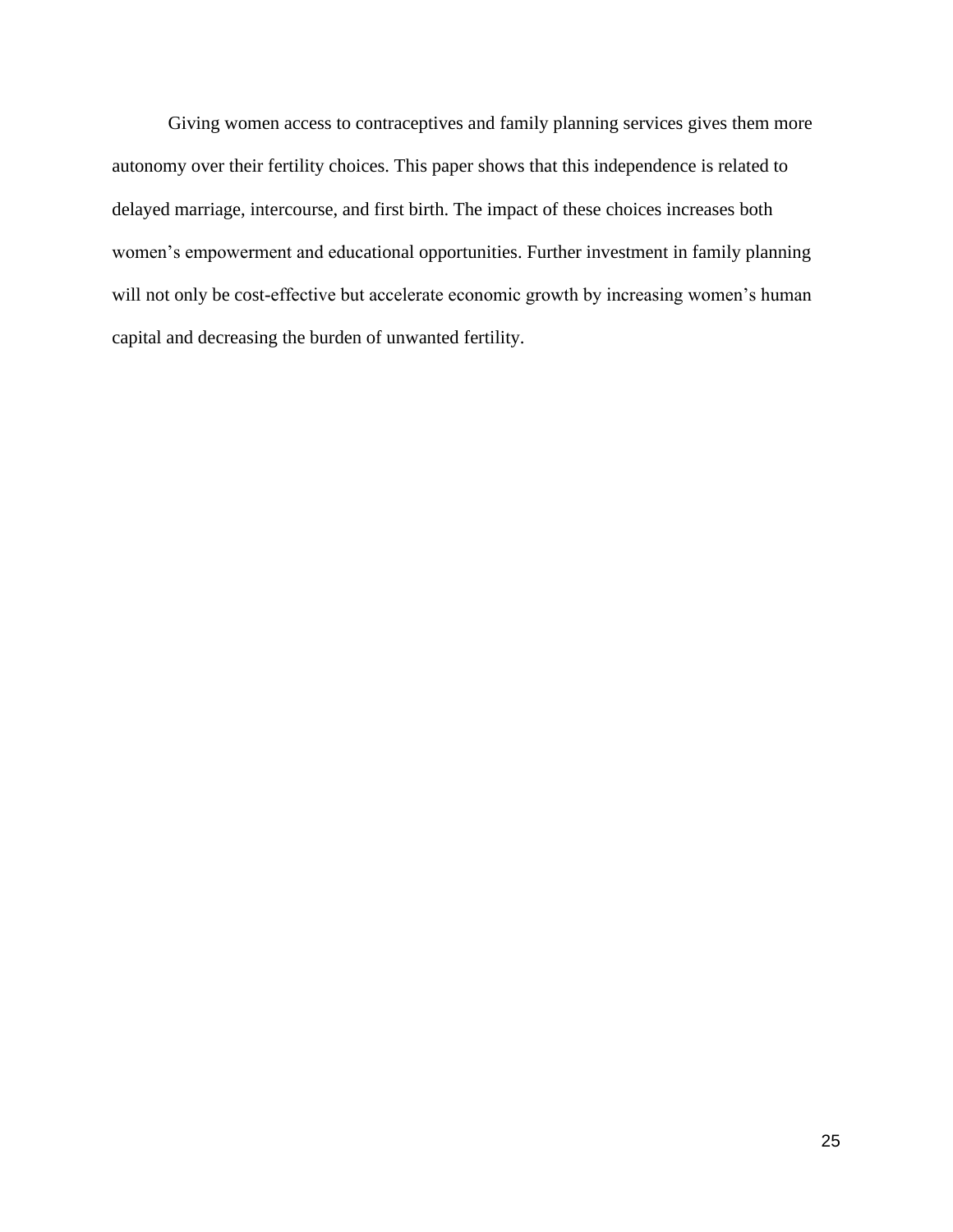Giving women access to contraceptives and family planning services gives them more autonomy over their fertility choices. This paper shows that this independence is related to delayed marriage, intercourse, and first birth. The impact of these choices increases both women's empowerment and educational opportunities. Further investment in family planning will not only be cost-effective but accelerate economic growth by increasing women's human capital and decreasing the burden of unwanted fertility.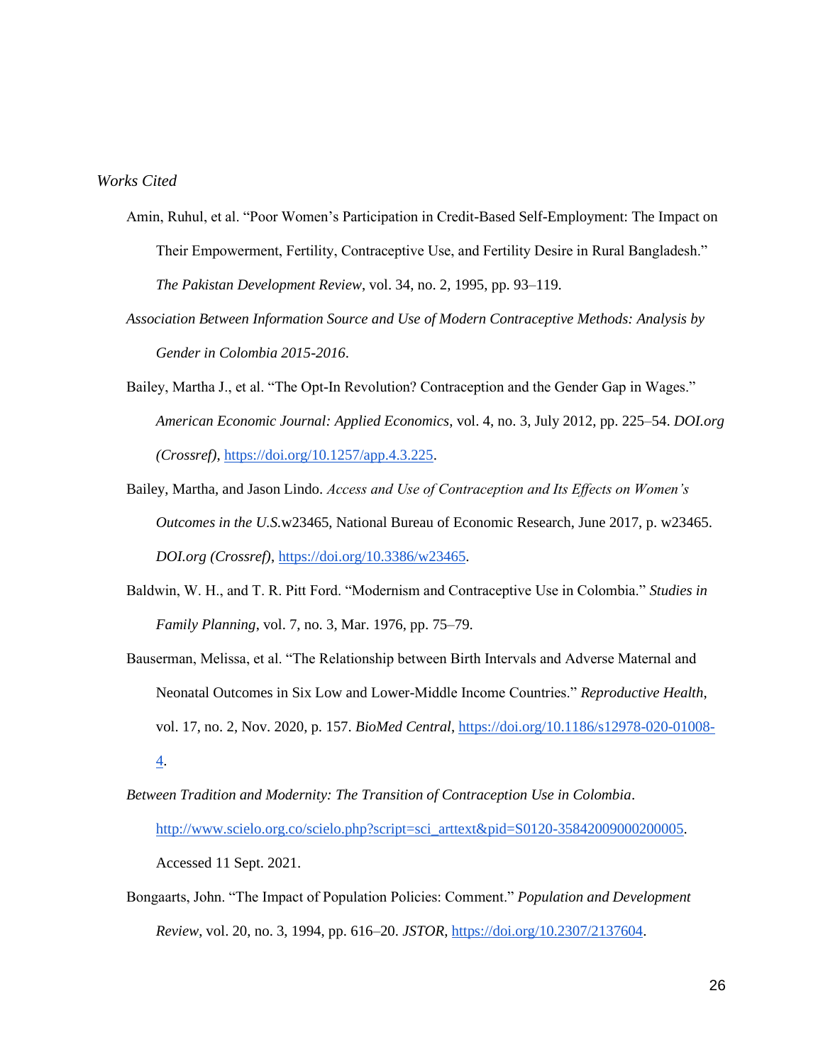*Works Cited*

Amin, Ruhul, et al. "Poor Women's Participation in Credit-Based Self-Employment: The Impact on Their Empowerment, Fertility, Contraceptive Use, and Fertility Desire in Rural Bangladesh." *The Pakistan Development Review*, vol. 34, no. 2, 1995, pp. 93–119.

*Association Between Information Source and Use of Modern Contraceptive Methods: Analysis by Gender in Colombia 2015-2016*.

Bailey, Martha J., et al. "The Opt-In Revolution? Contraception and the Gender Gap in Wages." *American Economic Journal: Applied Economics*, vol. 4, no. 3, July 2012, pp. 225–54. *DOI.org (Crossref)*, https://doi.org/10.1257/app.4.3.225.

Bailey, Martha, and Jason Lindo. *Access and Use of Contraception and Its Effects on Women's Outcomes in the U.S.*w23465, National Bureau of Economic Research, June 2017, p. w23465. *DOI.org (Crossref)*, https://doi.org/10.3386/w23465.

Baldwin, W. H., and T. R. Pitt Ford. "Modernism and Contraceptive Use in Colombia." *Studies in Family Planning*, vol. 7, no. 3, Mar. 1976, pp. 75–79.

Bauserman, Melissa, et al. "The Relationship between Birth Intervals and Adverse Maternal and Neonatal Outcomes in Six Low and Lower-Middle Income Countries." *Reproductive Health*, vol. 17, no. 2, Nov. 2020, p. 157. *BioMed Central*, https://doi.org/10.1186/s12978-020-01008-4.

*Between Tradition and Modernity: The Transition of Contraception Use in Colombia*. http://www.scielo.org.co/scielo.php?script=sci_arttext&pid=S0120-35842009000200005. Accessed 11 Sept. 2021.

Bongaarts, John. "The Impact of Population Policies: Comment." *Population and Development Review*, vol. 20, no. 3, 1994, pp. 616–20. *JSTOR*, https://doi.org/10.2307/2137604.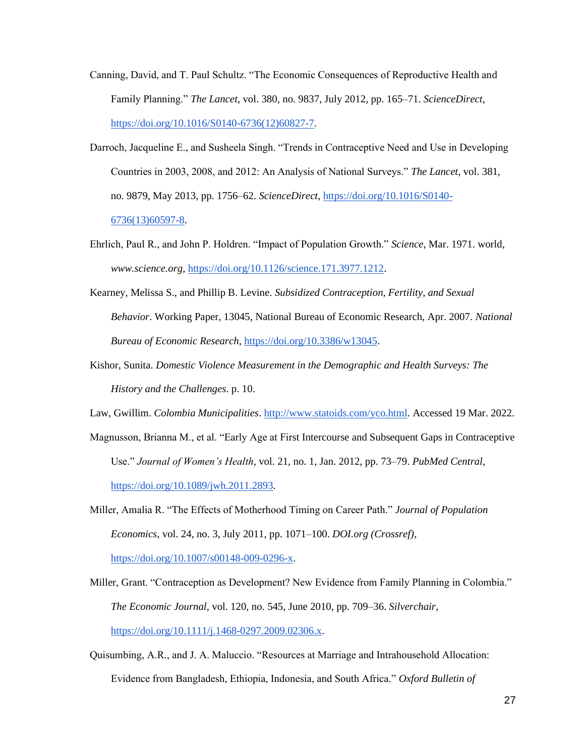Canning, David, and T. Paul Schultz. "The Economic Consequences of Reproductive Health and Family Planning." *The Lancet*, vol. 380, no. 9837, July 2012, pp. 165–71. *ScienceDirect*, https://doi.org/10.1016/S0140-6736(12)60827-7.

Darroch, Jacqueline E., and Susheela Singh. "Trends in Contraceptive Need and Use in Developing Countries in 2003, 2008, and 2012: An Analysis of National Surveys." *The Lancet*, vol. 381, no. 9879, May 2013, pp. 1756–62. *ScienceDirect*, https://doi.org/10.1016/S0140-6736(13)60597-8.

Ehrlich, Paul R., and John P. Holdren. "Impact of Population Growth." *Science*, Mar. 1971. world, *www.science.org*, https://doi.org/10.1126/science.171.3977.1212.

Kearney, Melissa S., and Phillip B. Levine. *Subsidized Contraception, Fertility, and Sexual Behavior*. Working Paper, 13045, National Bureau of Economic Research, Apr. 2007. *National Bureau of Economic Research*, https://doi.org/10.3386/w13045.

Kishor, Sunita. *Domestic Violence Measurement in the Demographic and Health Surveys: The History and the Challenges*. p. 10.

Law, Gwillim. *Colombia Municipalities*. http://www.statoids.com/yco.html. Accessed 19 Mar. 2022.

Magnusson, Brianna M., et al. "Early Age at First Intercourse and Subsequent Gaps in Contraceptive Use." *Journal of Women's Health*, vol. 21, no. 1, Jan. 2012, pp. 73–79. *PubMed Central*, https://doi.org/10.1089/jwh.2011.2893.

Miller, Amalia R. "The Effects of Motherhood Timing on Career Path." *Journal of Population Economics*, vol. 24, no. 3, July 2011, pp. 1071–100. *DOI.org (Crossref)*, https://doi.org/10.1007/s00148-009-0296-x.

Miller, Grant. "Contraception as Development? New Evidence from Family Planning in Colombia." *The Economic Journal*, vol. 120, no. 545, June 2010, pp. 709–36. *Silverchair*, https://doi.org/10.1111/j.1468-0297.2009.02306.x.

Quisumbing, A.R., and J. A. Maluccio. "Resources at Marriage and Intrahousehold Allocation: Evidence from Bangladesh, Ethiopia, Indonesia, and South Africa." *Oxford Bulletin of*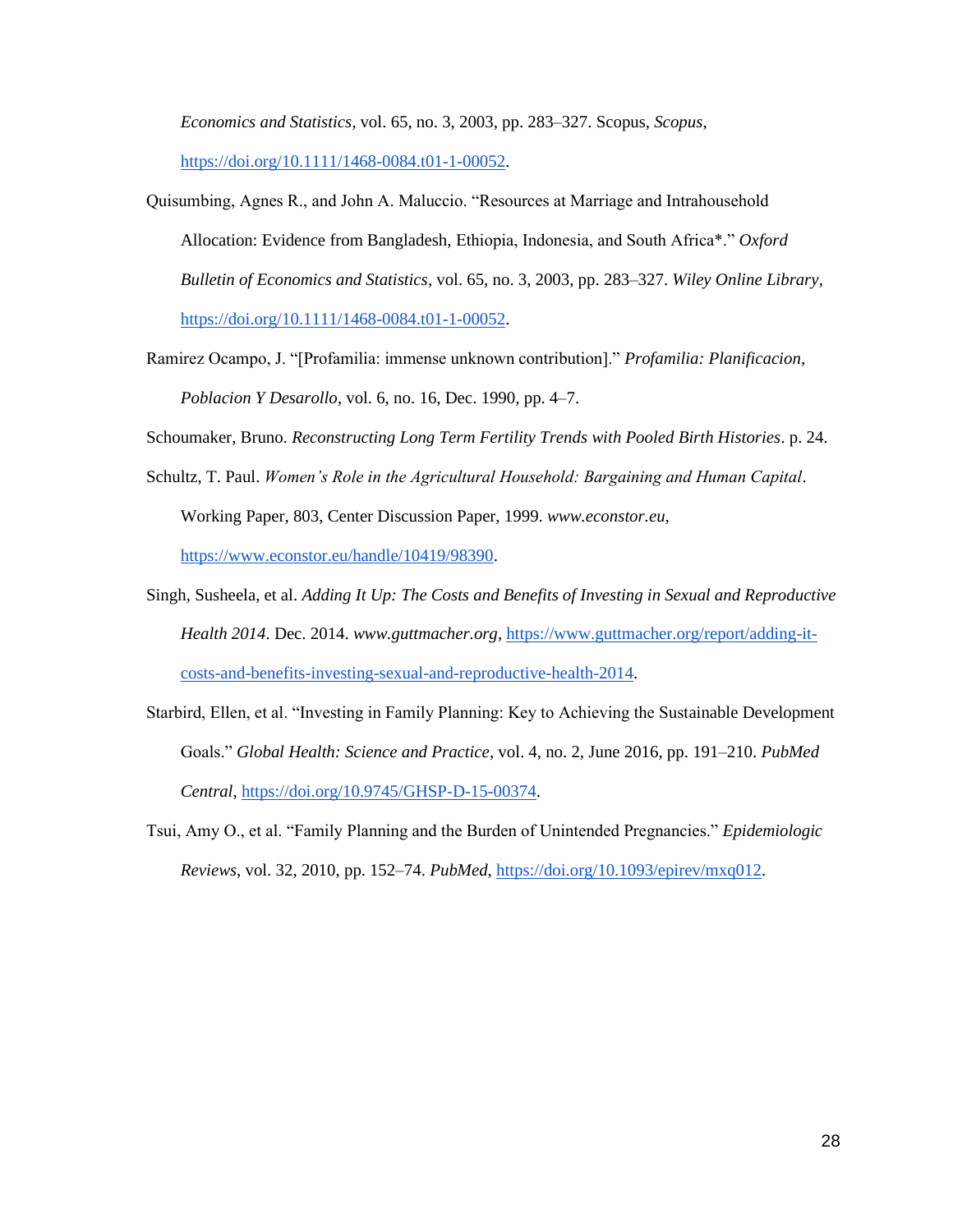*Economics and Statistics*, vol. 65, no. 3, 2003, pp. 283–327. Scopus, *Scopus*, https://doi.org/10.1111/1468-0084.t01-1-00052.

Quisumbing, Agnes R., and John A. Maluccio. "Resources at Marriage and Intrahousehold Allocation: Evidence from Bangladesh, Ethiopia, Indonesia, and South Africa*." *Oxford Bulletin of Economics and Statistics*, vol. 65, no. 3, 2003, pp. 283–327. *Wiley Online Library*, https://doi.org/10.1111/1468-0084.t01-1-00052.

Ramirez Ocampo, J. "[Profamilia: immense unknown contribution]." *Profamilia: Planificacion, Poblacion Y Desarollo*, vol. 6, no. 16, Dec. 1990, pp. 4–7.

Schoumaker, Bruno. *Reconstructing Long Term Fertility Trends with Pooled Birth Histories*. p. 24.

Schultz, T. Paul. *Women's Role in the Agricultural Household: Bargaining and Human Capital*. Working Paper, 803, Center Discussion Paper, 1999. *www.econstor.eu*, https://www.econstor.eu/handle/10419/98390.

Singh, Susheela, et al. *Adding It Up: The Costs and Benefits of Investing in Sexual and Reproductive Health 2014*. Dec. 2014. *www.guttmacher.org*, https://www.guttmacher.org/report/adding-it-costs-and-benefits-investing-sexual-and-reproductive-health-2014.

Starbird, Ellen, et al. "Investing in Family Planning: Key to Achieving the Sustainable Development Goals." *Global Health: Science and Practice*, vol. 4, no. 2, June 2016, pp. 191–210. *PubMed Central*, https://doi.org/10.9745/GHSP-D-15-00374.

Tsui, Amy O., et al. "Family Planning and the Burden of Unintended Pregnancies." *Epidemiologic Reviews*, vol. 32, 2010, pp. 152–74. *PubMed*, https://doi.org/10.1093/epirev/mxq012.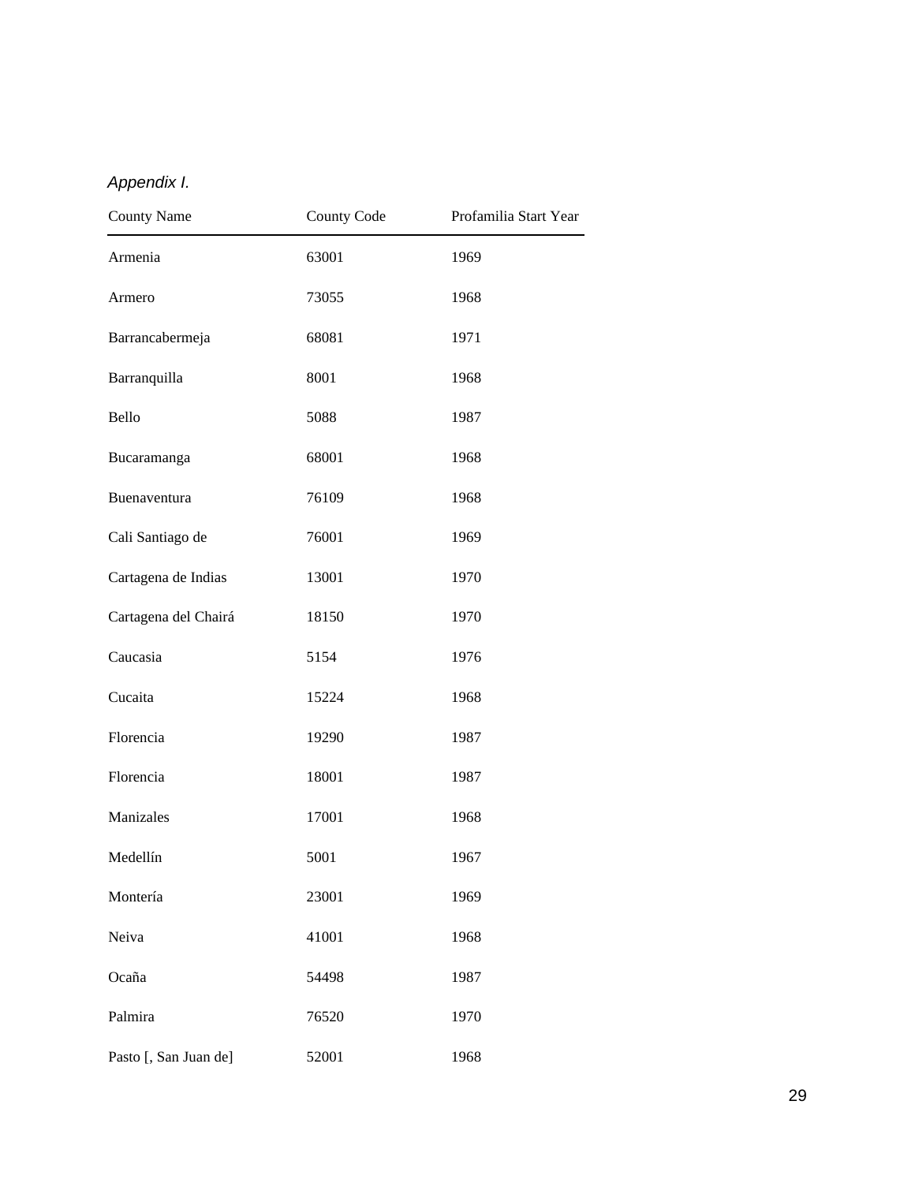*Appendix I.*

| County Name | County Code | Profamilia Start Year |
| --- | --- | --- |
| Armenia | 63001 | 1969 |
| Armero | 73055 | 1968 |
| Barrancabermeja | 68081 | 1971 |
| Barranquilla | 8001 | 1968 |
| Bello | 5088 | 1987 |
| Bucaramanga | 68001 | 1968 |
| Buenaventura | 76109 | 1968 |
| Cali Santiago de | 76001 | 1969 |
| Cartagena de Indias | 13001 | 1970 |
| Cartagena del Chairá | 18150 | 1970 |
| Caucasia | 5154 | 1976 |
| Cucaita | 15224 | 1968 |
| Florencia | 19290 | 1987 |
| Florencia | 18001 | 1987 |
| Manizales | 17001 | 1968 |
| Medellín | 5001 | 1967 |
| Montería | 23001 | 1969 |
| Neiva | 41001 | 1968 |
| Ocaña | 54498 | 1987 |
| Palmira | 76520 | 1970 |
| Pasto [, San Juan de] | 52001 | 1968 |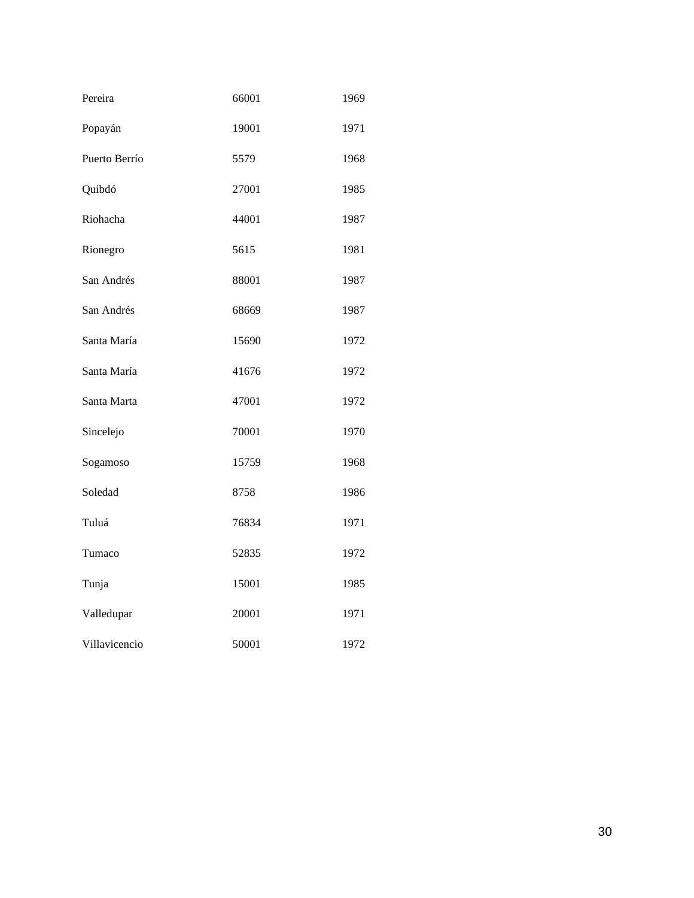| | | |
|---|---|---|
| Pereira | 66001 | 1969 |
| Popayán | 19001 | 1971 |
| Puerto Berrío | 5579 | 1968 |
| Quibdó | 27001 | 1985 |
| Riohacha | 44001 | 1987 |
| Rionegro | 5615 | 1981 |
| San Andrés | 88001 | 1987 |
| San Andrés | 68669 | 1987 |
| Santa María | 15690 | 1972 |
| Santa María | 41676 | 1972 |
| Santa Marta | 47001 | 1972 |
| Sincelejo | 70001 | 1970 |
| Sogamoso | 15759 | 1968 |
| Soledad | 8758 | 1986 |
| Tuluá | 76834 | 1971 |
| Tumaco | 52835 | 1972 |
| Tunja | 15001 | 1985 |
| Valledupar | 20001 | 1971 |
| Villavicencio | 50001 | 1972 |